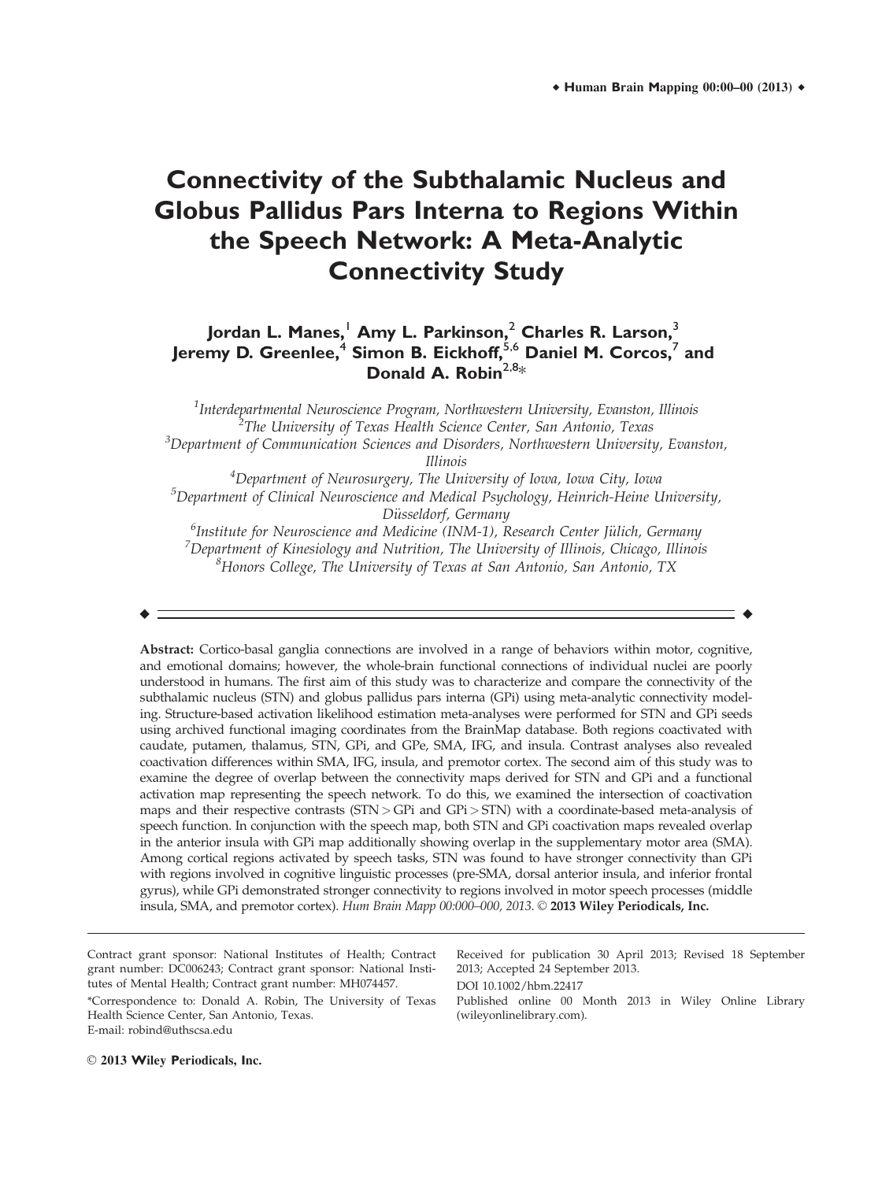# Connectivity of the Subthalamic Nucleus and Globus Pallidus Pars Interna to Regions Within the Speech Network: A Meta-Analytic Connectivity Study

**Jordan L. Manes,[1] Amy L. Parkinson,[2] Charles R. Larson,[3] Jeremy D. Greenlee,[4] Simon B. Eickhoff,[5,6] Daniel M. Corcos,[7] and Donald A. Robin[2,8]***

[1]*Interdepartmental Neuroscience Program, Northwestern University, Evanston, Illinois*
[2]*The University of Texas Health Science Center, San Antonio, Texas*
[3]*Department of Communication Sciences and Disorders, Northwestern University, Evanston, Illinois*
[4]*Department of Neurosurgery, The University of Iowa, Iowa City, Iowa*
[5]*Department of Clinical Neuroscience and Medical Psychology, Heinrich-Heine University, Düsseldorf, Germany*
[6]*Institute for Neuroscience and Medicine (INM-1), Research Center Jülich, Germany*
[7]*Department of Kinesiology and Nutrition, The University of Illinois, Chicago, Illinois*
[8]*Honors College, The University of Texas at San Antonio, San Antonio, TX*

---

**Abstract:** Cortico-basal ganglia connections are involved in a range of behaviors within motor, cognitive, and emotional domains; however, the whole-brain functional connections of individual nuclei are poorly understood in humans. The first aim of this study was to characterize and compare the connectivity of the subthalamic nucleus (STN) and globus pallidus pars interna (GPi) using meta-analytic connectivity modeling. Structure-based activation likelihood estimation meta-analyses were performed for STN and GPi seeds using archived functional imaging coordinates from the BrainMap database. Both regions coactivated with caudate, putamen, thalamus, STN, GPi, and GPe, SMA, IFG, and insula. Contrast analyses also revealed coactivation differences within SMA, IFG, insula, and premotor cortex. The second aim of this study was to examine the degree of overlap between the connectivity maps derived for STN and GPi and a functional activation map representing the speech network. To do this, we examined the intersection of coactivation maps and their respective contrasts (STN > GPi and GPi > STN) with a coordinate-based meta-analysis of speech function. In conjunction with the speech map, both STN and GPi coactivation maps revealed overlap in the anterior insula with GPi map additionally showing overlap in the supplementary motor area (SMA). Among cortical regions activated by speech tasks, STN was found to have stronger connectivity than GPi with regions involved in cognitive linguistic processes (pre-SMA, dorsal anterior insula, and inferior frontal gyrus), while GPi demonstrated stronger connectivity to regions involved in motor speech processes (middle insula, SMA, and premotor cortex). *Hum Brain Mapp 00:000–000, 2013.* © **2013 Wiley Periodicals, Inc.**

---

Contract grant sponsor: National Institutes of Health; Contract grant number: DC006243; Contract grant sponsor: National Institutes of Mental Health; Contract grant number: MH074457.

*Correspondence to: Donald A. Robin, The University of Texas Health Science Center, San Antonio, Texas. E-mail: robind@uthscsa.edu

Received for publication 30 April 2013; Revised 18 September 2013; Accepted 24 September 2013.

DOI 10.1002/hbm.22417

Published online 00 Month 2013 in Wiley Online Library (wileyonlinelibrary.com).

© **2013 Wiley Periodicals, Inc.**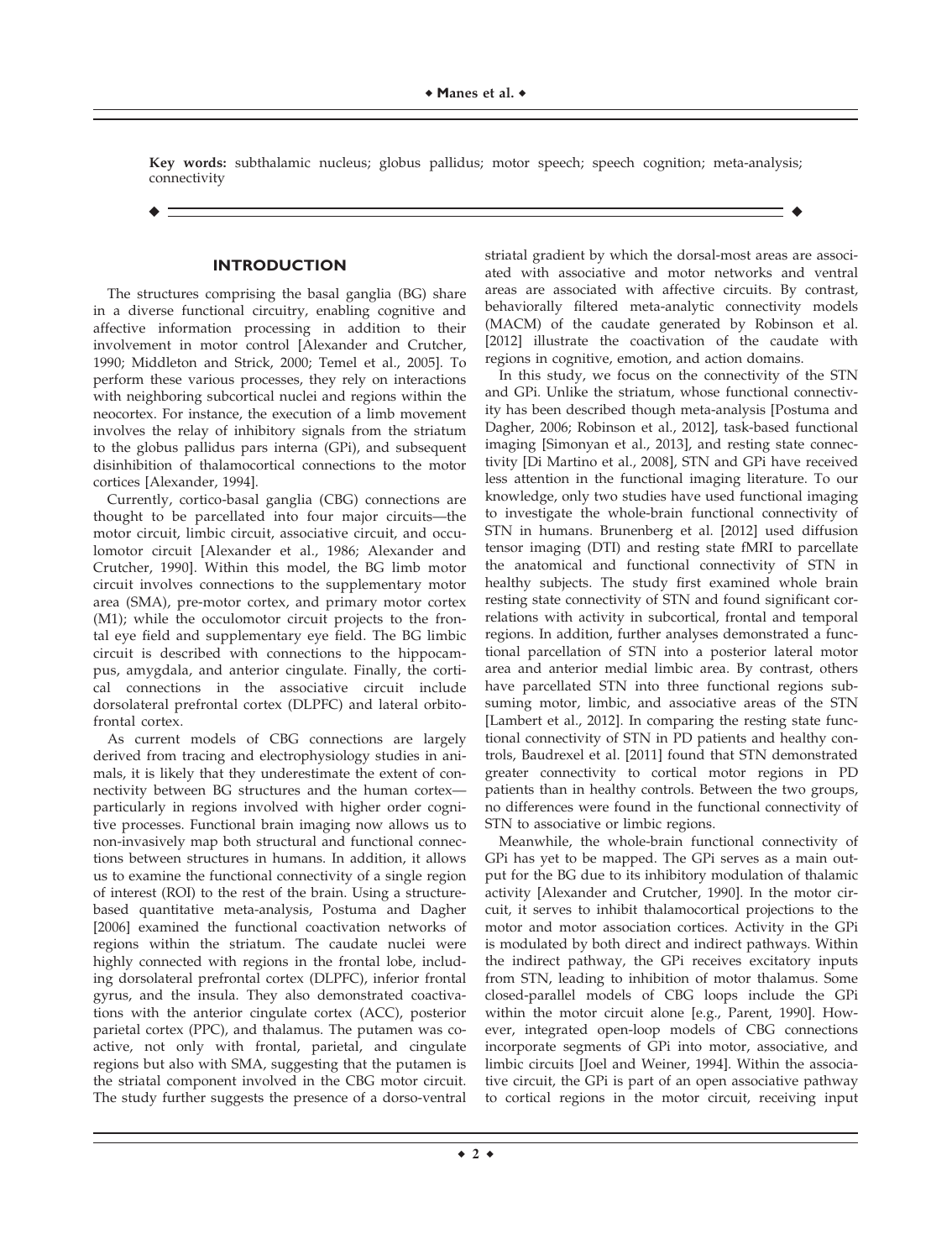**Key words:** subthalamic nucleus; globus pallidus; motor speech; speech cognition; meta-analysis; connectivity

## INTRODUCTION

The structures comprising the basal ganglia (BG) share in a diverse functional circuitry, enabling cognitive and affective information processing in addition to their involvement in motor control [Alexander and Crutcher, 1990; Middleton and Strick, 2000; Temel et al., 2005]. To perform these various processes, they rely on interactions with neighboring subcortical nuclei and regions within the neocortex. For instance, the execution of a limb movement involves the relay of inhibitory signals from the striatum to the globus pallidus pars interna (GPi), and subsequent disinhibition of thalamocortical connections to the motor cortices [Alexander, 1994].

Currently, cortico-basal ganglia (CBG) connections are thought to be parcellated into four major circuits—the motor circuit, limbic circuit, associative circuit, and occulomotor circuit [Alexander et al., 1986; Alexander and Crutcher, 1990]. Within this model, the BG limb motor circuit involves connections to the supplementary motor area (SMA), pre-motor cortex, and primary motor cortex (M1); while the occulomotor circuit projects to the frontal eye field and supplementary eye field. The BG limbic circuit is described with connections to the hippocampus, amygdala, and anterior cingulate. Finally, the cortical connections in the associative circuit include dorsolateral prefrontal cortex (DLPFC) and lateral orbitofrontal cortex.

As current models of CBG connections are largely derived from tracing and electrophysiology studies in animals, it is likely that they underestimate the extent of connectivity between BG structures and the human cortex—particularly in regions involved with higher order cognitive processes. Functional brain imaging now allows us to non-invasively map both structural and functional connections between structures in humans. In addition, it allows us to examine the functional connectivity of a single region of interest (ROI) to the rest of the brain. Using a structure-based quantitative meta-analysis, Postuma and Dagher [2006] examined the functional coactivation networks of regions within the striatum. The caudate nuclei were highly connected with regions in the frontal lobe, including dorsolateral prefrontal cortex (DLPFC), inferior frontal gyrus, and the insula. They also demonstrated coactivations with the anterior cingulate cortex (ACC), posterior parietal cortex (PPC), and thalamus. The putamen was co-active, not only with frontal, parietal, and cingulate regions but also with SMA, suggesting that the putamen is the striatal component involved in the CBG motor circuit. The study further suggests the presence of a dorso-ventral striatal gradient by which the dorsal-most areas are associated with associative and motor networks and ventral areas are associated with affective circuits. By contrast, behaviorally filtered meta-analytic connectivity models (MACM) of the caudate generated by Robinson et al. [2012] illustrate the coactivation of the caudate with regions in cognitive, emotion, and action domains.

In this study, we focus on the connectivity of the STN and GPi. Unlike the striatum, whose functional connectivity has been described though meta-analysis [Postuma and Dagher, 2006; Robinson et al., 2012], task-based functional imaging [Simonyan et al., 2013], and resting state connectivity [Di Martino et al., 2008], STN and GPi have received less attention in the functional imaging literature. To our knowledge, only two studies have used functional imaging to investigate the whole-brain functional connectivity of STN in humans. Brunenberg et al. [2012] used diffusion tensor imaging (DTI) and resting state fMRI to parcellate the anatomical and functional connectivity of STN in healthy subjects. The study first examined whole brain resting state connectivity of STN and found significant correlations with activity in subcortical, frontal and temporal regions. In addition, further analyses demonstrated a functional parcellation of STN into a posterior lateral motor area and anterior medial limbic area. By contrast, others have parcellated STN into three functional regions subsuming motor, limbic, and associative areas of the STN [Lambert et al., 2012]. In comparing the resting state functional connectivity of STN in PD patients and healthy controls, Baudrexel et al. [2011] found that STN demonstrated greater connectivity to cortical motor regions in PD patients than in healthy controls. Between the two groups, no differences were found in the functional connectivity of STN to associative or limbic regions.

Meanwhile, the whole-brain functional connectivity of GPi has yet to be mapped. The GPi serves as a main output for the BG due to its inhibitory modulation of thalamic activity [Alexander and Crutcher, 1990]. In the motor circuit, it serves to inhibit thalamocortical projections to the motor and motor association cortices. Activity in the GPi is modulated by both direct and indirect pathways. Within the indirect pathway, the GPi receives excitatory inputs from STN, leading to inhibition of motor thalamus. Some closed-parallel models of CBG loops include the GPi within the motor circuit alone [e.g., Parent, 1990]. However, integrated open-loop models of CBG connections incorporate segments of GPi into motor, associative, and limbic circuits [Joel and Weiner, 1994]. Within the associative circuit, the GPi is part of an open associative pathway to cortical regions in the motor circuit, receiving input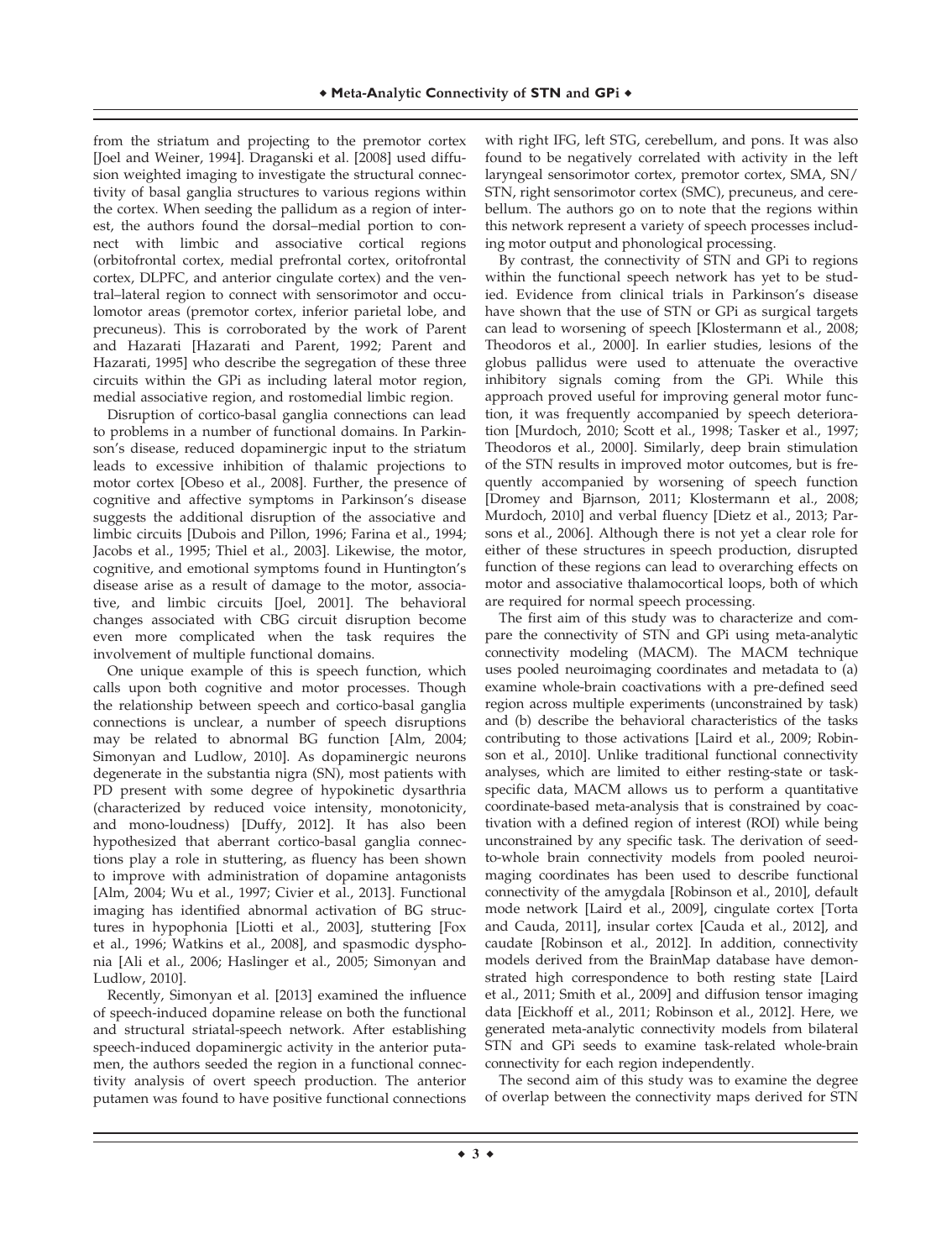from the striatum and projecting to the premotor cortex [Joel and Weiner, 1994]. Draganski et al. [2008] used diffusion weighted imaging to investigate the structural connectivity of basal ganglia structures to various regions within the cortex. When seeding the pallidum as a region of interest, the authors found the dorsal–medial portion to connect with limbic and associative cortical regions (orbitofrontal cortex, medial prefrontal cortex, oritofrontal cortex, DLPFC, and anterior cingulate cortex) and the ventral–lateral region to connect with sensorimotor and occulomotor areas (premotor cortex, inferior parietal lobe, and precuneus). This is corroborated by the work of Parent and Hazarati [Hazarati and Parent, 1992; Parent and Hazarati, 1995] who describe the segregation of these three circuits within the GPi as including lateral motor region, medial associative region, and rostomedial limbic region.

Disruption of cortico-basal ganglia connections can lead to problems in a number of functional domains. In Parkinson's disease, reduced dopaminergic input to the striatum leads to excessive inhibition of thalamic projections to motor cortex [Obeso et al., 2008]. Further, the presence of cognitive and affective symptoms in Parkinson's disease suggests the additional disruption of the associative and limbic circuits [Dubois and Pillon, 1996; Farina et al., 1994; Jacobs et al., 1995; Thiel et al., 2003]. Likewise, the motor, cognitive, and emotional symptoms found in Huntington's disease arise as a result of damage to the motor, associative, and limbic circuits [Joel, 2001]. The behavioral changes associated with CBG circuit disruption become even more complicated when the task requires the involvement of multiple functional domains.

One unique example of this is speech function, which calls upon both cognitive and motor processes. Though the relationship between speech and cortico-basal ganglia connections is unclear, a number of speech disruptions may be related to abnormal BG function [Alm, 2004; Simonyan and Ludlow, 2010]. As dopaminergic neurons degenerate in the substantia nigra (SN), most patients with PD present with some degree of hypokinetic dysarthria (characterized by reduced voice intensity, monotonicity, and mono-loudness) [Duffy, 2012]. It has also been hypothesized that aberrant cortico-basal ganglia connections play a role in stuttering, as fluency has been shown to improve with administration of dopamine antagonists [Alm, 2004; Wu et al., 1997; Civier et al., 2013]. Functional imaging has identified abnormal activation of BG structures in hypophonia [Liotti et al., 2003], stuttering [Fox et al., 1996; Watkins et al., 2008], and spasmodic dysphonia [Ali et al., 2006; Haslinger et al., 2005; Simonyan and Ludlow, 2010].

Recently, Simonyan et al. [2013] examined the influence of speech-induced dopamine release on both the functional and structural striatal-speech network. After establishing speech-induced dopaminergic activity in the anterior putamen, the authors seeded the region in a functional connectivity analysis of overt speech production. The anterior putamen was found to have positive functional connections with right IFG, left STG, cerebellum, and pons. It was also found to be negatively correlated with activity in the left laryngeal sensorimotor cortex, premotor cortex, SMA, SN/STN, right sensorimotor cortex (SMC), precuneus, and cerebellum. The authors go on to note that the regions within this network represent a variety of speech processes including motor output and phonological processing.

By contrast, the connectivity of STN and GPi to regions within the functional speech network has yet to be studied. Evidence from clinical trials in Parkinson's disease have shown that the use of STN or GPi as surgical targets can lead to worsening of speech [Klostermann et al., 2008; Theodoros et al., 2000]. In earlier studies, lesions of the globus pallidus were used to attenuate the overactive inhibitory signals coming from the GPi. While this approach proved useful for improving general motor function, it was frequently accompanied by speech deterioration [Murdoch, 2010; Scott et al., 1998; Tasker et al., 1997; Theodoros et al., 2000]. Similarly, deep brain stimulation of the STN results in improved motor outcomes, but is frequently accompanied by worsening of speech function [Dromey and Bjarnson, 2011; Klostermann et al., 2008; Murdoch, 2010] and verbal fluency [Dietz et al., 2013; Parsons et al., 2006]. Although there is not yet a clear role for either of these structures in speech production, disrupted function of these regions can lead to overarching effects on motor and associative thalamocortical loops, both of which are required for normal speech processing.

The first aim of this study was to characterize and compare the connectivity of STN and GPi using meta-analytic connectivity modeling (MACM). The MACM technique uses pooled neuroimaging coordinates and metadata to (a) examine whole-brain coactivations with a pre-defined seed region across multiple experiments (unconstrained by task) and (b) describe the behavioral characteristics of the tasks contributing to those activations [Laird et al., 2009; Robinson et al., 2010]. Unlike traditional functional connectivity analyses, which are limited to either resting-state or task-specific data, MACM allows us to perform a quantitative coordinate-based meta-analysis that is constrained by coactivation with a defined region of interest (ROI) while being unconstrained by any specific task. The derivation of seed-to-whole brain connectivity models from pooled neuroimaging coordinates has been used to describe functional connectivity of the amygdala [Robinson et al., 2010], default mode network [Laird et al., 2009], cingulate cortex [Torta and Cauda, 2011], insular cortex [Cauda et al., 2012], and caudate [Robinson et al., 2012]. In addition, connectivity models derived from the BrainMap database have demonstrated high correspondence to both resting state [Laird et al., 2011; Smith et al., 2009] and diffusion tensor imaging data [Eickhoff et al., 2011; Robinson et al., 2012]. Here, we generated meta-analytic connectivity models from bilateral STN and GPi seeds to examine task-related whole-brain connectivity for each region independently.

The second aim of this study was to examine the degree of overlap between the connectivity maps derived for STN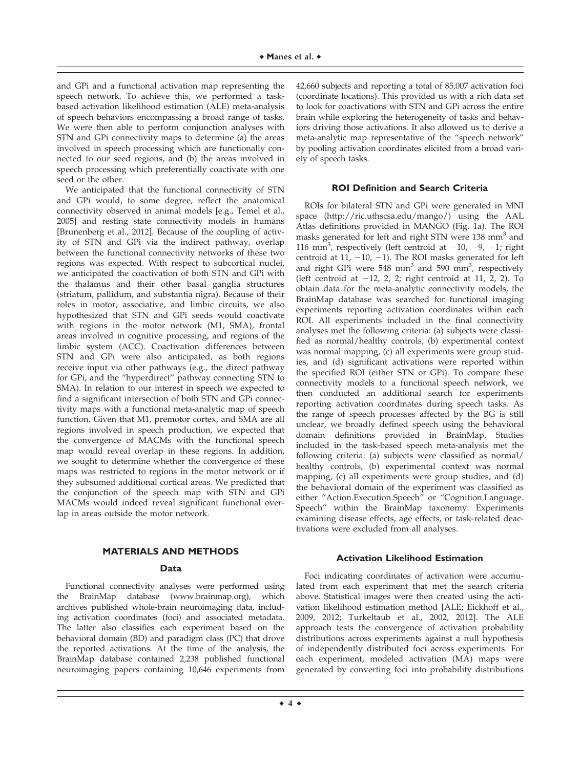and GPi and a functional activation map representing the speech network. To achieve this, we performed a task-based activation likelihood estimation (ALE) meta-analysis of speech behaviors encompassing a broad range of tasks. We were then able to perform conjunction analyses with STN and GPi connectivity maps to determine (a) the areas involved in speech processing which are functionally connected to our seed regions, and (b) the areas involved in speech processing which preferentially coactivate with one seed or the other.

We anticipated that the functional connectivity of STN and GPi would, to some degree, reflect the anatomical connectivity observed in animal models [e.g., Temel et al., 2005] and resting state connectivity models in humans [Brunenberg et al., 2012]. Because of the coupling of activity of STN and GPi via the indirect pathway, overlap between the functional connectivity networks of these two regions was expected. With respect to subcortical nuclei, we anticipated the coactivation of both STN and GPi with the thalamus and their other basal ganglia structures (striatum, pallidum, and substantia nigra). Because of their roles in motor, associative, and limbic circuits, we also hypothesized that STN and GPi seeds would coactivate with regions in the motor network (M1, SMA), frontal areas involved in cognitive processing, and regions of the limbic system (ACC). Coactivation differences between STN and GPi were also anticipated, as both regions receive input via other pathways (e.g., the direct pathway for GPi, and the "hyperdirect" pathway connecting STN to SMA). In relation to our interest in speech we expected to find a significant intersection of both STN and GPi connectivity maps with a functional meta-analytic map of speech function. Given that M1, premotor cortex, and SMA are all regions involved in speech production, we expected that the convergence of MACMs with the functional speech map would reveal overlap in these regions. In addition, we sought to determine whether the convergence of these maps was restricted to regions in the motor network or if they subsumed additional cortical areas. We predicted that the conjunction of the speech map with STN and GPi MACMs would indeed reveal significant functional overlap in areas outside the motor network.

## MATERIALS AND METHODS

### Data

Functional connectivity analyses were performed using the BrainMap database (www.brainmap.org), which archives published whole-brain neuroimaging data, including activation coordinates (foci) and associated metadata. The latter also classifies each experiment based on the behavioral domain (BD) and paradigm class (PC) that drove the reported activations. At the time of the analysis, the BrainMap database contained 2,238 published functional neuroimaging papers containing 10,646 experiments from 42,660 subjects and reporting a total of 85,007 activation foci (coordinate locations). This provided us with a rich data set to look for coactivations with STN and GPi across the entire brain while exploring the heterogeneity of tasks and behaviors driving those activations. It also allowed us to derive a meta-analytic map representative of the "speech network" by pooling activation coordinates elicited from a broad variety of speech tasks.

### ROI Definition and Search Criteria

ROIs for bilateral STN and GPi were generated in MNI space (http://ric.uthscsa.edu/mango/) using the AAL Atlas definitions provided in MANGO (Fig. 1a). The ROI masks generated for left and right STN were 138 $mm^3$ and 116 $mm^3$, respectively (left centroid at −10, −9, −1; right centroid at 11, −10, −1). The ROI masks generated for left and right GPi were 548 $mm^3$ and 590 $mm^3$, respectively (left centroid at −12, 2, 2; right centroid at 11, 2, 2). To obtain data for the meta-analytic connectivity models, the BrainMap database was searched for functional imaging experiments reporting activation coordinates within each ROI. All experiments included in the final connectivity analyses met the following criteria: (a) subjects were classified as normal/healthy controls, (b) experimental context was normal mapping, (c) all experiments were group studies, and (d) significant activations were reported within the specified ROI (either STN or GPi). To compare these connectivity models to a functional speech network, we then conducted an additional search for experiments reporting activation coordinates during speech tasks. As the range of speech processes affected by the BG is still unclear, we broadly defined speech using the behavioral domain definitions provided in BrainMap. Studies included in the task-based speech meta-analysis met the following criteria: (a) subjects were classified as normal/healthy controls, (b) experimental context was normal mapping, (c) all experiments were group studies, and (d) the behavioral domain of the experiment was classified as either "Action.Execution.Speech" or "Cognition.Language.Speech" within the BrainMap taxonomy. Experiments examining disease effects, age effects, or task-related deactivations were excluded from all analyses.

### Activation Likelihood Estimation

Foci indicating coordinates of activation were accumulated from each experiment that met the search criteria above. Statistical images were then created using the activation likelihood estimation method [ALE; Eickhoff et al., 2009, 2012; Turkeltaub et al., 2002, 2012]. The ALE approach tests the convergence of activation probability distributions across experiments against a null hypothesis of independently distributed foci across experiments. For each experiment, modeled activation (MA) maps were generated by converting foci into probability distributions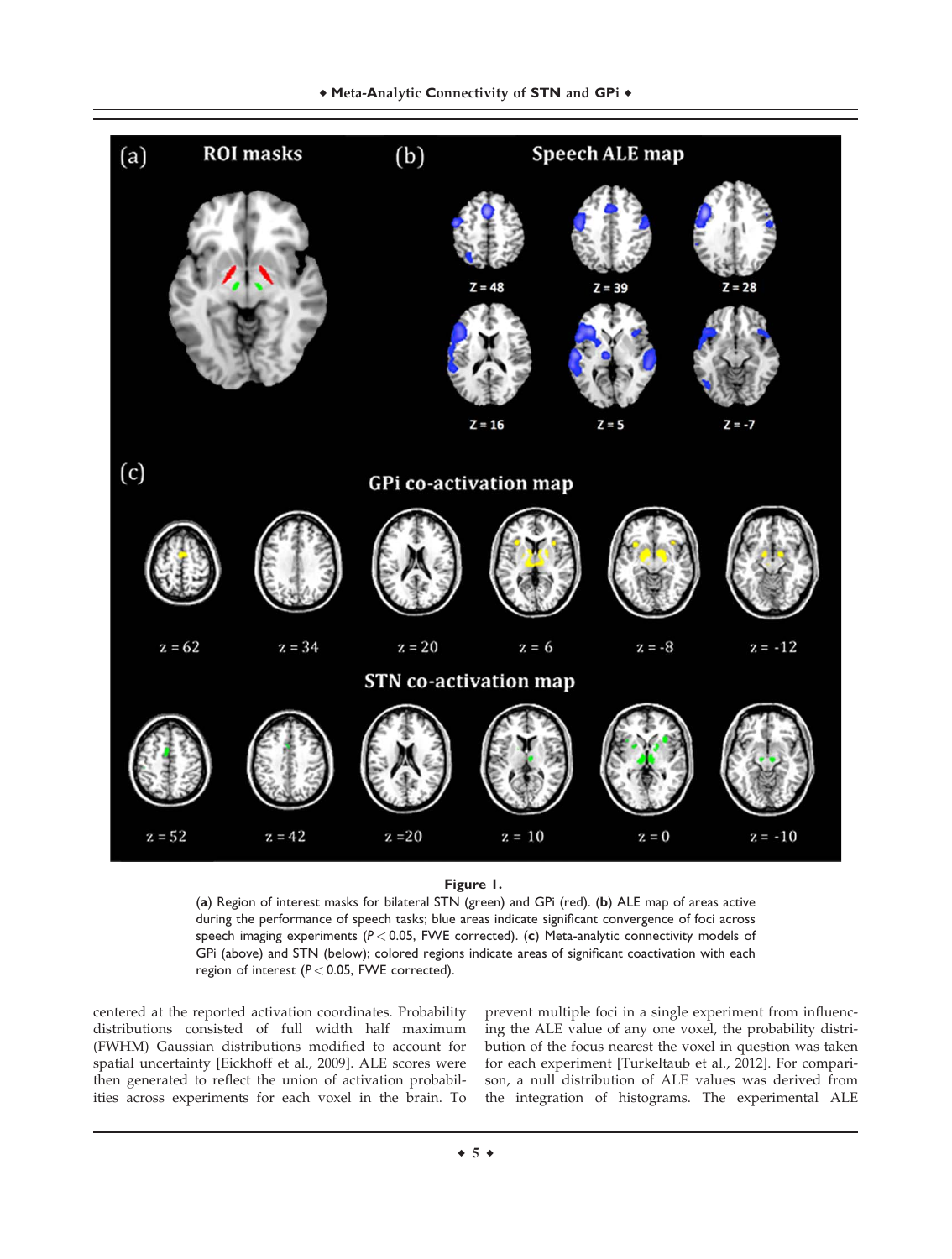**Figure 1.**

(**a**) Region of interest masks for bilateral STN (green) and GPi (red). (**b**) ALE map of areas active during the performance of speech tasks; blue areas indicate significant convergence of foci across speech imaging experiments ($P < 0.05$, FWE corrected). (**c**) Meta-analytic connectivity models of GPi (above) and STN (below); colored regions indicate areas of significant coactivation with each region of interest ($P < 0.05$, FWE corrected).

centered at the reported activation coordinates. Probability distributions consisted of full width half maximum (FWHM) Gaussian distributions modified to account for spatial uncertainty [Eickhoff et al., 2009]. ALE scores were then generated to reflect the union of activation probabilities across experiments for each voxel in the brain. To prevent multiple foci in a single experiment from influencing the ALE value of any one voxel, the probability distribution of the focus nearest the voxel in question was taken for each experiment [Turkeltaub et al., 2012]. For comparison, a null distribution of ALE values was derived from the integration of histograms. The experimental ALE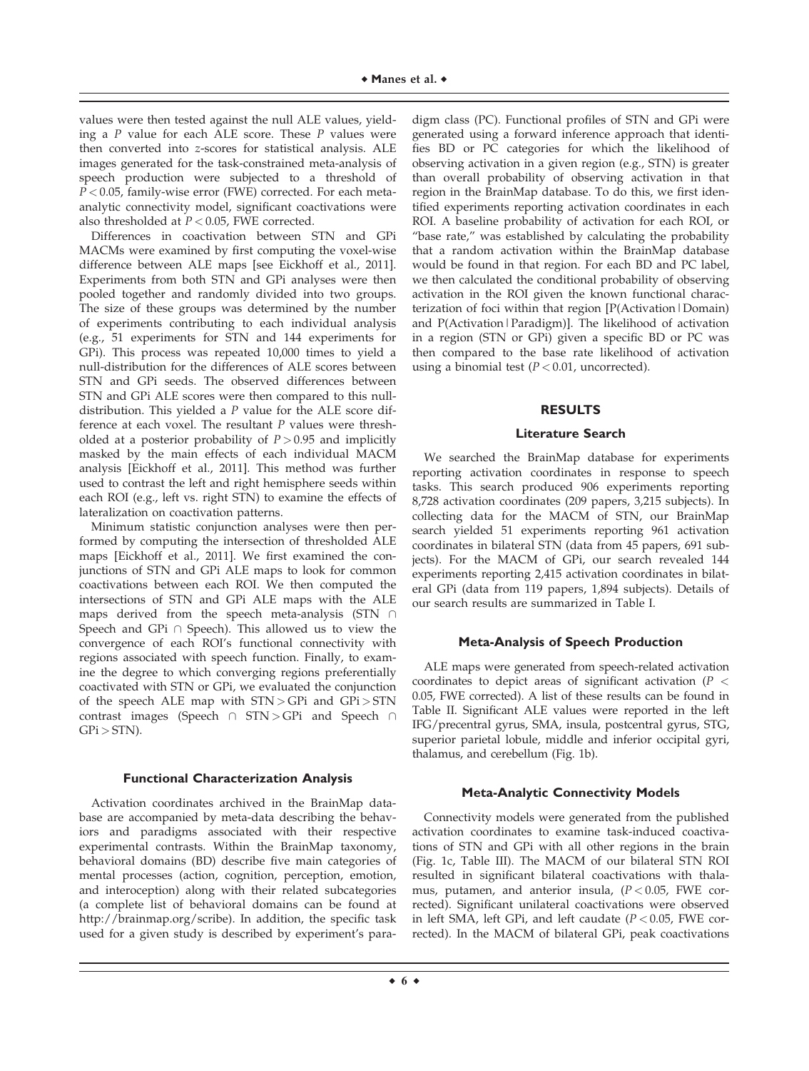values were then tested against the null ALE values, yielding a $P$ value for each ALE score. These $P$ values were then converted into $z$-scores for statistical analysis. ALE images generated for the task-constrained meta-analysis of speech production were subjected to a threshold of $P < 0.05$, family-wise error (FWE) corrected. For each meta-analytic connectivity model, significant coactivations were also thresholded at $P < 0.05$, FWE corrected.

Differences in coactivation between STN and GPi MACMs were examined by first computing the voxel-wise difference between ALE maps [see Eickhoff et al., 2011]. Experiments from both STN and GPi analyses were then pooled together and randomly divided into two groups. The size of these groups was determined by the number of experiments contributing to each individual analysis (e.g., 51 experiments for STN and 144 experiments for GPi). This process was repeated 10,000 times to yield a null-distribution for the differences of ALE scores between STN and GPi seeds. The observed differences between STN and GPi ALE scores were then compared to this null-distribution. This yielded a $P$ value for the ALE score difference at each voxel. The resultant $P$ values were thresholded at a posterior probability of $P > 0.95$ and implicitly masked by the main effects of each individual MACM analysis [Eickhoff et al., 2011]. This method was further used to contrast the left and right hemisphere seeds within each ROI (e.g., left vs. right STN) to examine the effects of lateralization on coactivation patterns.

Minimum statistic conjunction analyses were then performed by computing the intersection of thresholded ALE maps [Eickhoff et al., 2011]. We first examined the conjunctions of STN and GPi ALE maps to look for common coactivations between each ROI. We then computed the intersections of STN and GPi ALE maps with the ALE maps derived from the speech meta-analysis (STN $\cap$ Speech and GPi $\cap$ Speech). This allowed us to view the convergence of each ROI's functional connectivity with regions associated with speech function. Finally, to examine the degree to which converging regions preferentially coactivated with STN or GPi, we evaluated the conjunction of the speech ALE map with STN > GPi and GPi > STN contrast images (Speech $\cap$ STN > GPi and Speech $\cap$ GPi > STN).

#### Functional Characterization Analysis

Activation coordinates archived in the BrainMap database are accompanied by meta-data describing the behaviors and paradigms associated with their respective experimental contrasts. Within the BrainMap taxonomy, behavioral domains (BD) describe five main categories of mental processes (action, cognition, perception, emotion, and interoception) along with their related subcategories (a complete list of behavioral domains can be found at http://brainmap.org/scribe). In addition, the specific task used for a given study is described by experiment's paradigm class (PC). Functional profiles of STN and GPi were generated using a forward inference approach that identifies BD or PC categories for which the likelihood of observing activation in a given region (e.g., STN) is greater than overall probability of observing activation in that region in the BrainMap database. To do this, we first identified experiments reporting activation coordinates in each ROI. A baseline probability of activation for each ROI, or "base rate," was established by calculating the probability that a random activation within the BrainMap database would be found in that region. For each BD and PC label, we then calculated the conditional probability of observing activation in the ROI given the known functional characterization of foci within that region [P(Activation|Domain) and P(Activation|Paradigm)]. The likelihood of activation in a region (STN or GPi) given a specific BD or PC was then compared to the base rate likelihood of activation using a binomial test ($P < 0.01$, uncorrected).

## RESULTS

#### Literature Search

We searched the BrainMap database for experiments reporting activation coordinates in response to speech tasks. This search produced 906 experiments reporting 8,728 activation coordinates (209 papers, 3,215 subjects). In collecting data for the MACM of STN, our BrainMap search yielded 51 experiments reporting 961 activation coordinates in bilateral STN (data from 45 papers, 691 subjects). For the MACM of GPi, our search revealed 144 experiments reporting 2,415 activation coordinates in bilateral GPi (data from 119 papers, 1,894 subjects). Details of our search results are summarized in Table I.

#### Meta-Analysis of Speech Production

ALE maps were generated from speech-related activation coordinates to depict areas of significant activation ($P < 0.05$, FWE corrected). A list of these results can be found in Table II. Significant ALE values were reported in the left IFG/precentral gyrus, SMA, insula, postcentral gyrus, STG, superior parietal lobule, middle and inferior occipital gyri, thalamus, and cerebellum (Fig. 1b).

#### Meta-Analytic Connectivity Models

Connectivity models were generated from the published activation coordinates to examine task-induced coactivations of STN and GPi with all other regions in the brain (Fig. 1c, Table III). The MACM of our bilateral STN ROI resulted in significant bilateral coactivations with thalamus, putamen, and anterior insula, ($P < 0.05$, FWE corrected). Significant unilateral coactivations were observed in left SMA, left GPi, and left caudate ($P < 0.05$, FWE corrected). In the MACM of bilateral GPi, peak coactivations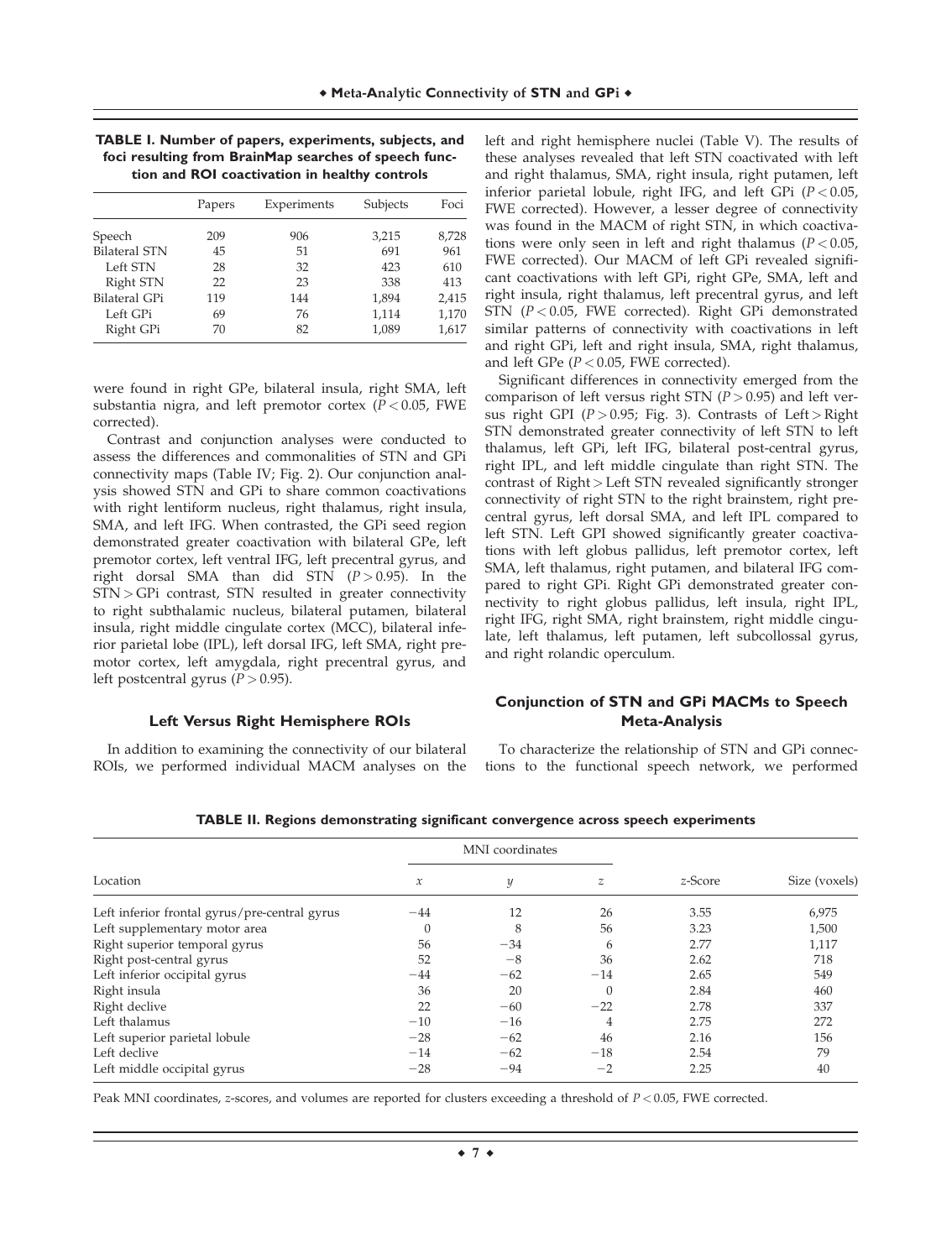**TABLE I. Number of papers, experiments, subjects, and foci resulting from BrainMap searches of speech function and ROI coactivation in healthy controls**

| | Papers | Experiments | Subjects | Foci |
|---|---|---|---|---|
| Speech | 209 | 906 | 3,215 | 8,728 |
| Bilateral STN | 45 | 51 | 691 | 961 |
| Left STN | 28 | 32 | 423 | 610 |
| Right STN | 22 | 23 | 338 | 413 |
| Bilateral GPi | 119 | 144 | 1,894 | 2,415 |
| Left GPi | 69 | 76 | 1,114 | 1,170 |
| Right GPi | 70 | 82 | 1,089 | 1,617 |

were found in right GPe, bilateral insula, right SMA, left substantia nigra, and left premotor cortex ($P < 0.05$, FWE corrected).

Contrast and conjunction analyses were conducted to assess the differences and commonalities of STN and GPi connectivity maps (Table IV; Fig. 2). Our conjunction analysis showed STN and GPi to share common coactivations with right lentiform nucleus, right thalamus, right insula, SMA, and left IFG. When contrasted, the GPi seed region demonstrated greater coactivation with bilateral GPe, left premotor cortex, left ventral IFG, left precentral gyrus, and right dorsal SMA than did STN ($P > 0.95$). In the STN > GPi contrast, STN resulted in greater connectivity to right subthalamic nucleus, bilateral putamen, bilateral insula, right middle cingulate cortex (MCC), bilateral inferior parietal lobe (IPL), left dorsal IFG, left SMA, right premotor cortex, left amygdala, right precentral gyrus, and left postcentral gyrus ($P > 0.95$).

### Left Versus Right Hemisphere ROIs

In addition to examining the connectivity of our bilateral ROIs, we performed individual MACM analyses on the left and right hemisphere nuclei (Table V). The results of these analyses revealed that left STN coactivated with left and right thalamus, SMA, right insula, right putamen, left inferior parietal lobule, right IFG, and left GPi ($P < 0.05$, FWE corrected). However, a lesser degree of connectivity was found in the MACM of right STN, in which coactivations were only seen in left and right thalamus ($P < 0.05$, FWE corrected). Our MACM of left GPi revealed significant coactivations with left GPi, right GPe, SMA, left and right insula, right thalamus, left precentral gyrus, and left STN ($P < 0.05$, FWE corrected). Right GPi demonstrated similar patterns of connectivity with coactivations in left and right GPi, left and right insula, SMA, right thalamus, and left GPe ($P < 0.05$, FWE corrected).

Significant differences in connectivity emerged from the comparison of left versus right STN ($P > 0.95$) and left versus right GPI ($P > 0.95$; Fig. 3). Contrasts of Left > Right STN demonstrated greater connectivity of left STN to left thalamus, left GPi, left IFG, bilateral post-central gyrus, right IPL, and left middle cingulate than right STN. The contrast of Right > Left STN revealed significantly stronger connectivity of right STN to the right brainstem, right precentral gyrus, left dorsal SMA, and left IPL compared to left STN. Left GPI showed significantly greater coactivations with left globus pallidus, left premotor cortex, left SMA, left thalamus, right putamen, and bilateral IFG compared to right GPi. Right GPi demonstrated greater connectivity to right globus pallidus, left insula, right IPL, right IFG, right SMA, right brainstem, right middle cingulate, left thalamus, left putamen, left subcollossal gyrus, and right rolandic operculum.

### Conjunction of STN and GPi MACMs to Speech Meta-Analysis

To characterize the relationship of STN and GPi connections to the functional speech network, we performed

**TABLE II. Regions demonstrating significant convergence across speech experiments**

| Location | MNI coordinates | | | z-Score | Size (voxels) |
|---|---|---|---|---|---|
| | $x$ | $y$ | $z$ | | |
| Left inferior frontal gyrus/pre-central gyrus | −44 | 12 | 26 | 3.55 | 6,975 |
| Left supplementary motor area | 0 | 8 | 56 | 3.23 | 1,500 |
| Right superior temporal gyrus | 56 | −34 | 6 | 2.77 | 1,117 |
| Right post-central gyrus | 52 | −8 | 36 | 2.62 | 718 |
| Left inferior occipital gyrus | −44 | −62 | −14 | 2.65 | 549 |
| Right insula | 36 | 20 | 0 | 2.84 | 460 |
| Right declive | 22 | −60 | −22 | 2.78 | 337 |
| Left thalamus | −10 | −16 | 4 | 2.75 | 272 |
| Left superior parietal lobule | −28 | −62 | 46 | 2.16 | 156 |
| Left declive | −14 | −62 | −18 | 2.54 | 79 |
| Left middle occipital gyrus | −28 | −94 | −2 | 2.25 | 40 |

Peak MNI coordinates, z-scores, and volumes are reported for clusters exceeding a threshold of $P < 0.05$, FWE corrected.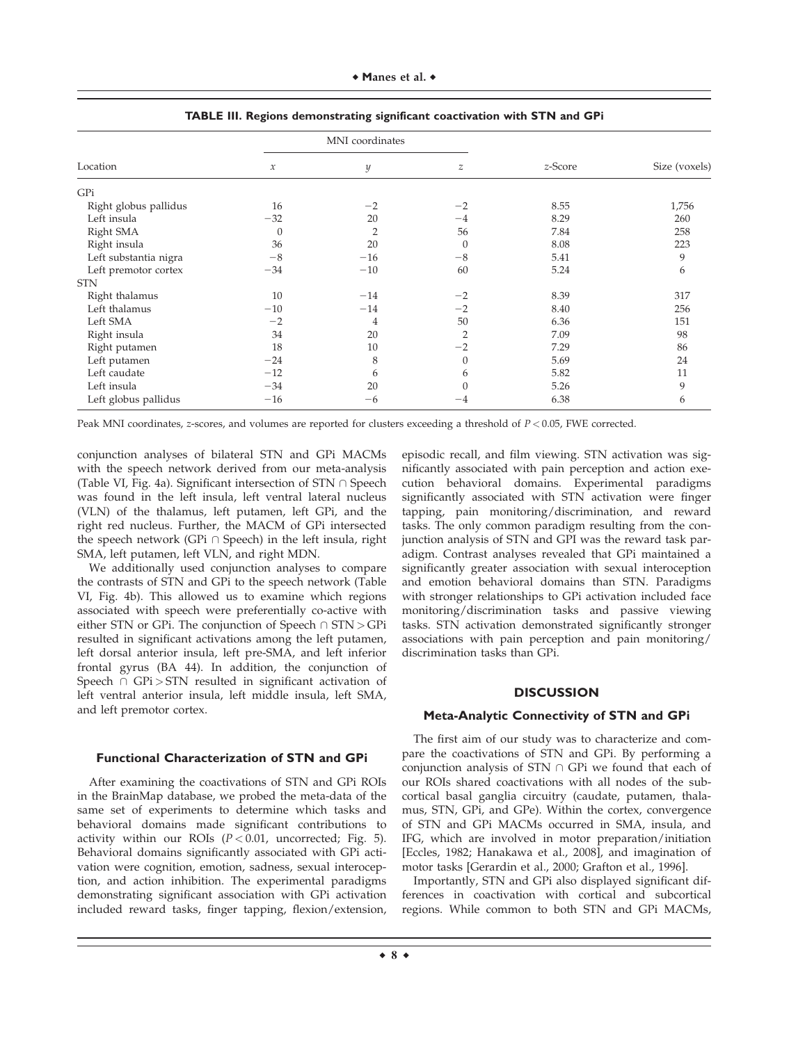**TABLE III. Regions demonstrating significant coactivation with STN and GPi**

| Location | MNI coordinates | | | z-Score | Size (voxels) |
|---|---|---|---|---|---|
| | x | y | z | | |
| GPi | | | | | |
| Right globus pallidus | 16 | −2 | −2 | 8.55 | 1,756 |
| Left insula | −32 | 20 | −4 | 8.29 | 260 |
| Right SMA | 0 | 2 | 56 | 7.84 | 258 |
| Right insula | 36 | 20 | 0 | 8.08 | 223 |
| Left substantia nigra | −8 | −16 | −8 | 5.41 | 9 |
| Left premotor cortex | −34 | −10 | 60 | 5.24 | 6 |
| STN | | | | | |
| Right thalamus | 10 | −14 | −2 | 8.39 | 317 |
| Left thalamus | −10 | −14 | −2 | 8.40 | 256 |
| Left SMA | −2 | 4 | 50 | 6.36 | 151 |
| Right insula | 34 | 20 | 2 | 7.09 | 98 |
| Right putamen | 18 | 10 | −2 | 7.29 | 86 |
| Left putamen | −24 | 8 | 0 | 5.69 | 24 |
| Left caudate | −12 | 6 | 6 | 5.82 | 11 |
| Left insula | −34 | 20 | 0 | 5.26 | 9 |
| Left globus pallidus | −16 | −6 | −4 | 6.38 | 6 |

Peak MNI coordinates, z-scores, and volumes are reported for clusters exceeding a threshold of $P < 0.05$, FWE corrected.

conjunction analyses of bilateral STN and GPi MACMs with the speech network derived from our meta-analysis (Table VI, Fig. 4a). Significant intersection of STN ∩ Speech was found in the left insula, left ventral lateral nucleus (VLN) of the thalamus, left putamen, left GPi, and the right red nucleus. Further, the MACM of GPi intersected the speech network (GPi ∩ Speech) in the left insula, right SMA, left putamen, left VLN, and right MDN.

We additionally used conjunction analyses to compare the contrasts of STN and GPi to the speech network (Table VI, Fig. 4b). This allowed us to examine which regions associated with speech were preferentially co-active with either STN or GPi. The conjunction of Speech ∩ STN > GPi resulted in significant activations among the left putamen, left dorsal anterior insula, left pre-SMA, and left inferior frontal gyrus (BA 44). In addition, the conjunction of Speech ∩ GPi > STN resulted in significant activation of left ventral anterior insula, left middle insula, left SMA, and left premotor cortex.

### Functional Characterization of STN and GPi

After examining the coactivations of STN and GPi ROIs in the BrainMap database, we probed the meta-data of the same set of experiments to determine which tasks and behavioral domains made significant contributions to activity within our ROIs ($P < 0.01$, uncorrected; Fig. 5). Behavioral domains significantly associated with GPi activation were cognition, emotion, sadness, sexual interoception, and action inhibition. The experimental paradigms demonstrating significant association with GPi activation included reward tasks, finger tapping, flexion/extension, episodic recall, and film viewing. STN activation was significantly associated with pain perception and action execution behavioral domains. Experimental paradigms significantly associated with STN activation were finger tapping, pain monitoring/discrimination, and reward tasks. The only common paradigm resulting from the conjunction analysis of STN and GPI was the reward task paradigm. Contrast analyses revealed that GPi maintained a significantly greater association with sexual interoception and emotion behavioral domains than STN. Paradigms with stronger relationships to GPi activation included face monitoring/discrimination tasks and passive viewing tasks. STN activation demonstrated significantly stronger associations with pain perception and pain monitoring/discrimination tasks than GPi.

## DISCUSSION

### Meta-Analytic Connectivity of STN and GPi

The first aim of our study was to characterize and compare the coactivations of STN and GPi. By performing a conjunction analysis of STN ∩ GPi we found that each of our ROIs shared coactivations with all nodes of the subcortical basal ganglia circuitry (caudate, putamen, thalamus, STN, GPi, and GPe). Within the cortex, convergence of STN and GPi MACMs occurred in SMA, insula, and IFG, which are involved in motor preparation/initiation [Eccles, 1982; Hanakawa et al., 2008], and imagination of motor tasks [Gerardin et al., 2000; Grafton et al., 1996].

Importantly, STN and GPi also displayed significant differences in coactivation with cortical and subcortical regions. While common to both STN and GPi MACMs,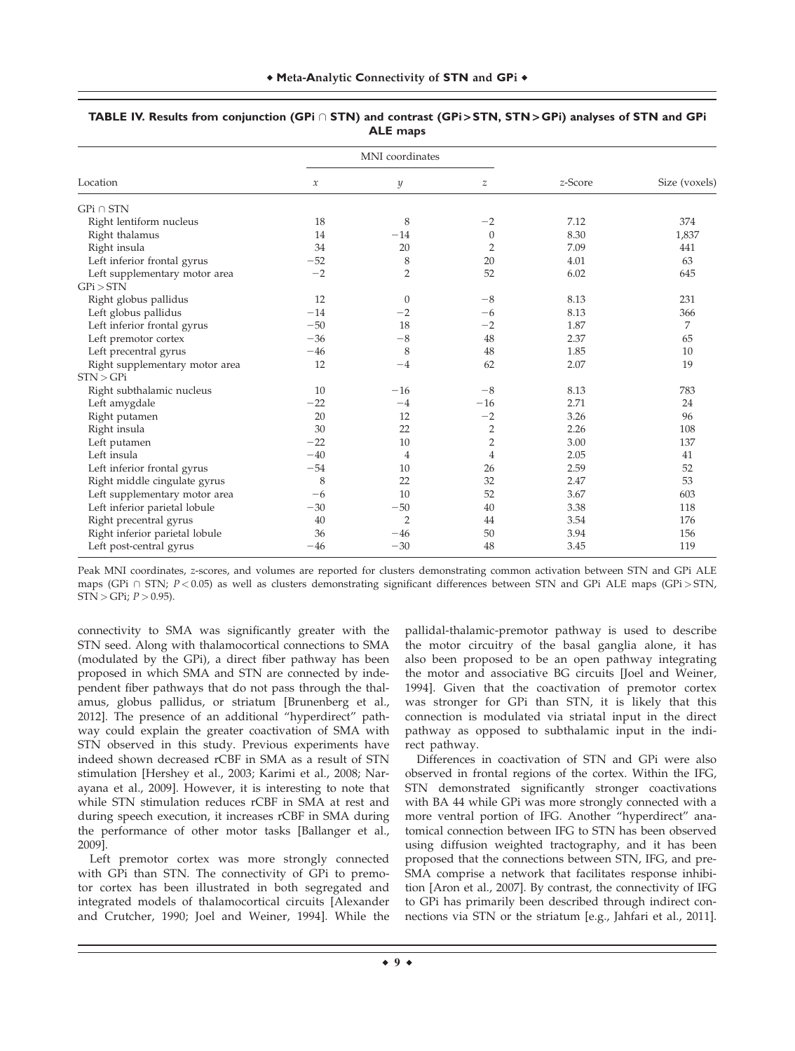**TABLE IV. Results from conjunction (GPi ∩ STN) and contrast (GPi > STN, STN > GPi) analyses of STN and GPi ALE maps**

| Location | MNI coordinates | | | z-Score | Size (voxels) |
|---|---|---|---|---|---|
| | x | y | z | | |
| GPi ∩ STN | | | | | |
| Right lentiform nucleus | 18 | 8 | −2 | 7.12 | 374 |
| Right thalamus | 14 | −14 | 0 | 8.30 | 1,837 |
| Right insula | 34 | 20 | 2 | 7.09 | 441 |
| Left inferior frontal gyrus | −52 | 8 | 20 | 4.01 | 63 |
| Left supplementary motor area | −2 | 2 | 52 | 6.02 | 645 |
| GPi > STN | | | | | |
| Right globus pallidus | 12 | 0 | −8 | 8.13 | 231 |
| Left globus pallidus | −14 | −2 | −6 | 8.13 | 366 |
| Left inferior frontal gyrus | −50 | 18 | −2 | 1.87 | 7 |
| Left premotor cortex | −36 | −8 | 48 | 2.37 | 65 |
| Left precentral gyrus | −46 | 8 | 48 | 1.85 | 10 |
| Right supplementary motor area | 12 | −4 | 62 | 2.07 | 19 |
| STN > GPi | | | | | |
| Right subthalamic nucleus | 10 | −16 | −8 | 8.13 | 783 |
| Left amygdale | −22 | −4 | −16 | 2.71 | 24 |
| Right putamen | 20 | 12 | −2 | 3.26 | 96 |
| Right insula | 30 | 22 | 2 | 2.26 | 108 |
| Left putamen | −22 | 10 | 2 | 3.00 | 137 |
| Left insula | −40 | 4 | 4 | 2.05 | 41 |
| Left inferior frontal gyrus | −54 | 10 | 26 | 2.59 | 52 |
| Right middle cingulate gyrus | 8 | 22 | 32 | 2.47 | 53 |
| Left supplementary motor area | −6 | 10 | 52 | 3.67 | 603 |
| Left inferior parietal lobule | −30 | −50 | 40 | 3.38 | 118 |
| Right precentral gyrus | 40 | 2 | 44 | 3.54 | 176 |
| Right inferior parietal lobule | 36 | −46 | 50 | 3.94 | 156 |
| Left post-central gyrus | −46 | −30 | 48 | 3.45 | 119 |

Peak MNI coordinates, z-scores, and volumes are reported for clusters demonstrating common activation between STN and GPi ALE maps (GPi ∩ STN; $P < 0.05$) as well as clusters demonstrating significant differences between STN and GPi ALE maps (GPi > STN, STN > GPi; $P > 0.95$).

connectivity to SMA was significantly greater with the STN seed. Along with thalamocortical connections to SMA (modulated by the GPi), a direct fiber pathway has been proposed in which SMA and STN are connected by independent fiber pathways that do not pass through the thalamus, globus pallidus, or striatum [Brunenberg et al., 2012]. The presence of an additional "hyperdirect" pathway could explain the greater coactivation of SMA with STN observed in this study. Previous experiments have indeed shown decreased rCBF in SMA as a result of STN stimulation [Hershey et al., 2003; Karimi et al., 2008; Narayana et al., 2009]. However, it is interesting to note that while STN stimulation reduces rCBF in SMA at rest and during speech execution, it increases rCBF in SMA during the performance of other motor tasks [Ballanger et al., 2009].

Left premotor cortex was more strongly connected with GPi than STN. The connectivity of GPi to premotor cortex has been illustrated in both segregated and integrated models of thalamocortical circuits [Alexander and Crutcher, 1990; Joel and Weiner, 1994]. While the pallidal-thalamic-premotor pathway is used to describe the motor circuitry of the basal ganglia alone, it has also been proposed to be an open pathway integrating the motor and associative BG circuits [Joel and Weiner, 1994]. Given that the coactivation of premotor cortex was stronger for GPi than STN, it is likely that this connection is modulated via striatal input in the direct pathway as opposed to subthalamic input in the indirect pathway.

Differences in coactivation of STN and GPi were also observed in frontal regions of the cortex. Within the IFG, STN demonstrated significantly stronger coactivations with BA 44 while GPi was more strongly connected with a more ventral portion of IFG. Another "hyperdirect" anatomical connection between IFG to STN has been observed using diffusion weighted tractography, and it has been proposed that the connections between STN, IFG, and pre-SMA comprise a network that facilitates response inhibition [Aron et al., 2007]. By contrast, the connectivity of IFG to GPi has primarily been described through indirect connections via STN or the striatum [e.g., Jahfari et al., 2011].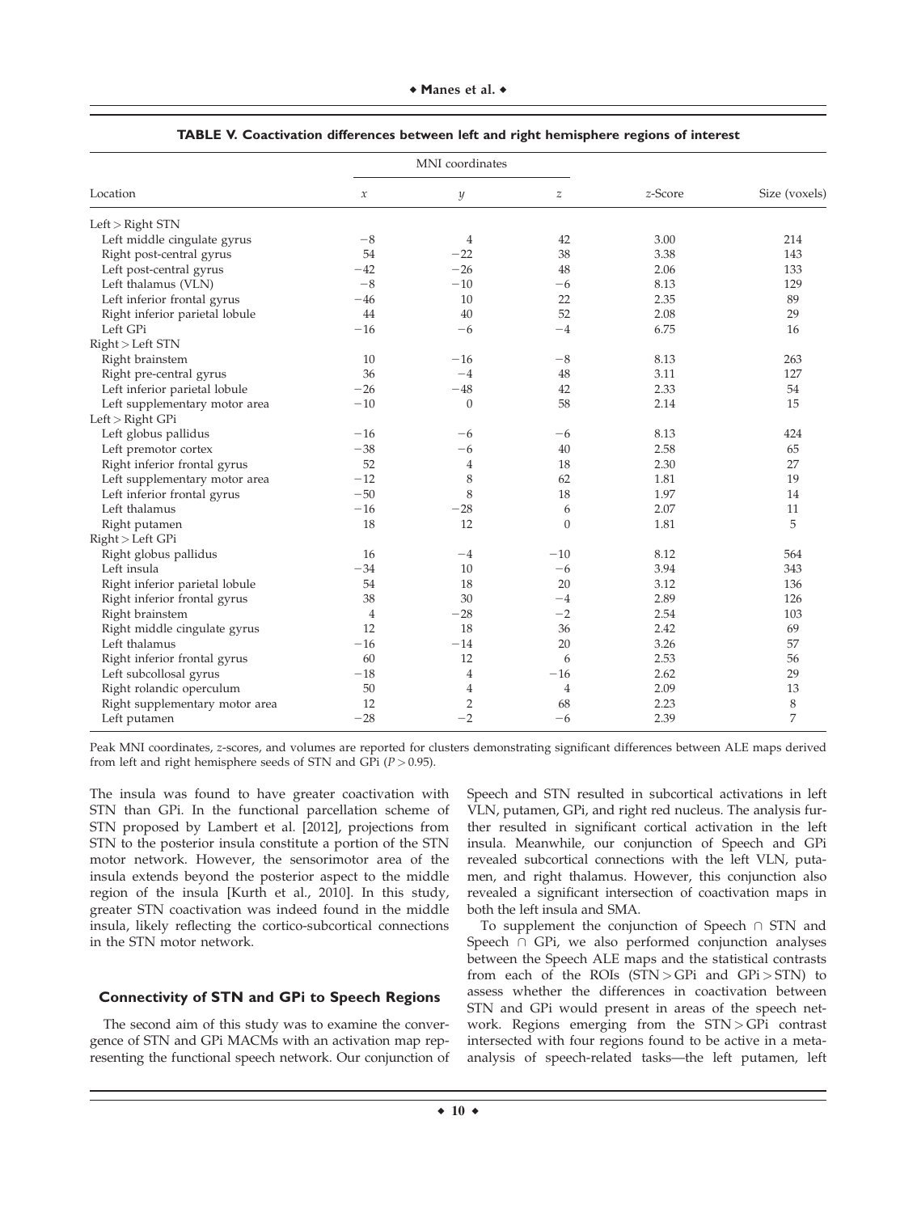**TABLE V. Coactivation differences between left and right hemisphere regions of interest**

| Location | MNI coordinates | | | z-Score | Size (voxels) |
|---|---|---|---|---|---|
| | x | y | z | | |
| Left > Right STN | | | | | |
| Left middle cingulate gyrus | −8 | 4 | 42 | 3.00 | 214 |
| Right post-central gyrus | 54 | −22 | 38 | 3.38 | 143 |
| Left post-central gyrus | −42 | −26 | 48 | 2.06 | 133 |
| Left thalamus (VLN) | −8 | −10 | −6 | 8.13 | 129 |
| Left inferior frontal gyrus | −46 | 10 | 22 | 2.35 | 89 |
| Right inferior parietal lobule | 44 | 40 | 52 | 2.08 | 29 |
| Left GPi | −16 | −6 | −4 | 6.75 | 16 |
| Right > Left STN | | | | | |
| Right brainstem | 10 | −16 | −8 | 8.13 | 263 |
| Right pre-central gyrus | 36 | −4 | 48 | 3.11 | 127 |
| Left inferior parietal lobule | −26 | −48 | 42 | 2.33 | 54 |
| Left supplementary motor area | −10 | 0 | 58 | 2.14 | 15 |
| Left > Right GPi | | | | | |
| Left globus pallidus | −16 | −6 | −6 | 8.13 | 424 |
| Left premotor cortex | −38 | −6 | 40 | 2.58 | 65 |
| Right inferior frontal gyrus | 52 | 4 | 18 | 2.30 | 27 |
| Left supplementary motor area | −12 | 8 | 62 | 1.81 | 19 |
| Left inferior frontal gyrus | −50 | 8 | 18 | 1.97 | 14 |
| Left thalamus | −16 | −28 | 6 | 2.07 | 11 |
| Right putamen | 18 | 12 | 0 | 1.81 | 5 |
| Right > Left GPi | | | | | |
| Right globus pallidus | 16 | −4 | −10 | 8.12 | 564 |
| Left insula | −34 | 10 | −6 | 3.94 | 343 |
| Right inferior parietal lobule | 54 | 18 | 20 | 3.12 | 136 |
| Right inferior frontal gyrus | 38 | 30 | −4 | 2.89 | 126 |
| Right brainstem | 4 | −28 | −2 | 2.54 | 103 |
| Right middle cingulate gyrus | 12 | 18 | 36 | 2.42 | 69 |
| Left thalamus | −16 | −14 | 20 | 3.26 | 57 |
| Right inferior frontal gyrus | 60 | 12 | 6 | 2.53 | 56 |
| Left subcollosal gyrus | −18 | 4 | −16 | 2.62 | 29 |
| Right rolandic operculum | 50 | 4 | 4 | 2.09 | 13 |
| Right supplementary motor area | 12 | 2 | 68 | 2.23 | 8 |
| Left putamen | −28 | −2 | −6 | 2.39 | 7 |

Peak MNI coordinates, z-scores, and volumes are reported for clusters demonstrating significant differences between ALE maps derived from left and right hemisphere seeds of STN and GPi ($P > 0.95$).

The insula was found to have greater coactivation with STN than GPi. In the functional parcellation scheme of STN proposed by Lambert et al. [2012], projections from STN to the posterior insula constitute a portion of the STN motor network. However, the sensorimotor area of the insula extends beyond the posterior aspect to the middle region of the insula [Kurth et al., 2010]. In this study, greater STN coactivation was indeed found in the middle insula, likely reflecting the cortico-subcortical connections in the STN motor network.

### Connectivity of STN and GPi to Speech Regions

The second aim of this study was to examine the convergence of STN and GPi MACMs with an activation map representing the functional speech network. Our conjunction of Speech and STN resulted in subcortical activations in left VLN, putamen, GPi, and right red nucleus. The analysis further resulted in significant cortical activation in the left insula. Meanwhile, our conjunction of Speech and GPi revealed subcortical connections with the left VLN, putamen, and right thalamus. However, this conjunction also revealed a significant intersection of coactivation maps in both the left insula and SMA.

To supplement the conjunction of Speech ∩ STN and Speech ∩ GPi, we also performed conjunction analyses between the Speech ALE maps and the statistical contrasts from each of the ROIs (STN > GPi and GPi > STN) to assess whether the differences in coactivation between STN and GPi would present in areas of the speech network. Regions emerging from the STN > GPi contrast intersected with four regions found to be active in a meta-analysis of speech-related tasks—the left putamen, left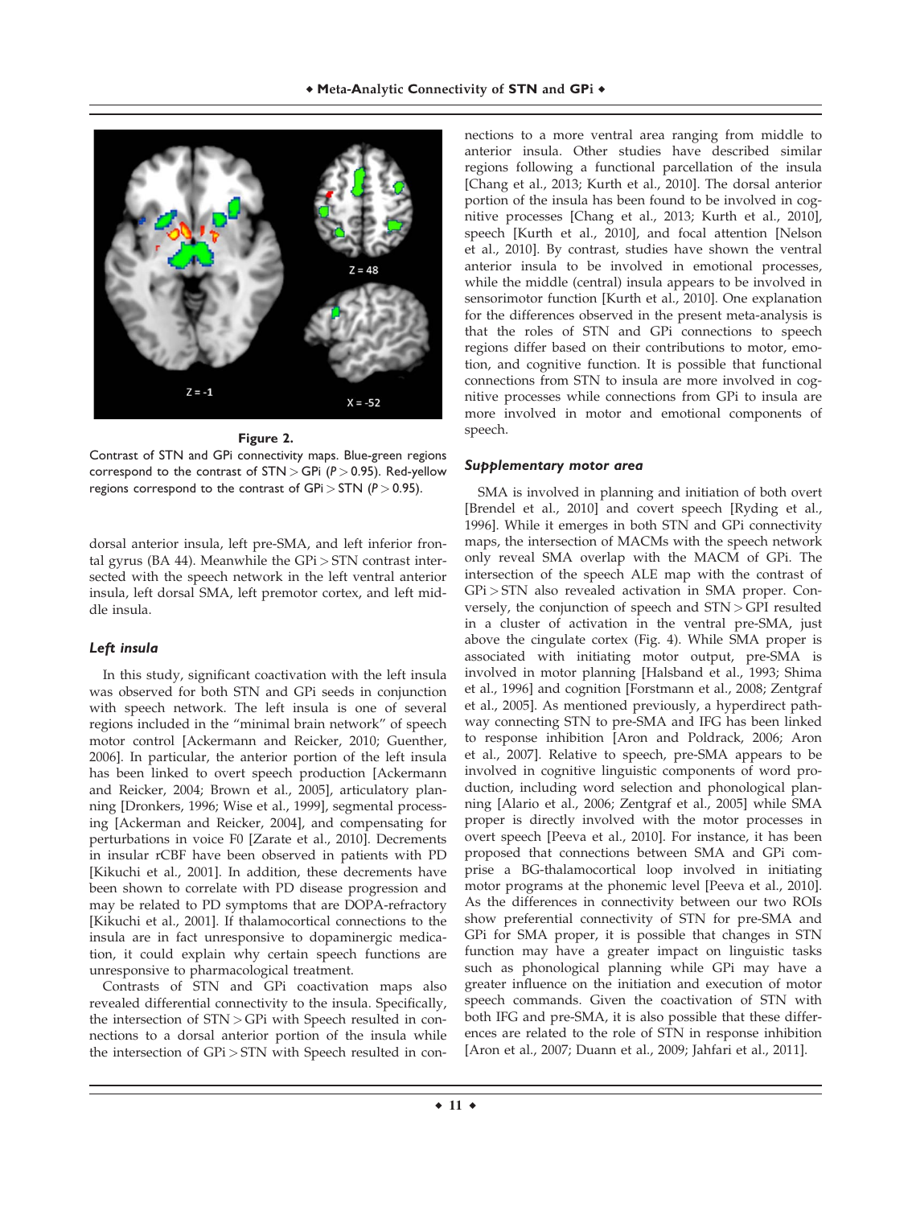**Figure 2.**

Contrast of STN and GPi connectivity maps. Blue-green regions correspond to the contrast of STN > GPi ($P > 0.95$). Red-yellow regions correspond to the contrast of GPi > STN ($P > 0.95$).

dorsal anterior insula, left pre-SMA, and left inferior frontal gyrus (BA 44). Meanwhile the GPi > STN contrast intersected with the speech network in the left ventral anterior insula, left dorsal SMA, left premotor cortex, and left middle insula.

### *Left insula*

In this study, significant coactivation with the left insula was observed for both STN and GPi seeds in conjunction with speech network. The left insula is one of several regions included in the "minimal brain network" of speech motor control [Ackermann and Reicker, 2010; Guenther, 2006]. In particular, the anterior portion of the left insula has been linked to overt speech production [Ackermann and Reicker, 2004; Brown et al., 2005], articulatory planning [Dronkers, 1996; Wise et al., 1999], segmental processing [Ackerman and Reicker, 2004], and compensating for perturbations in voice F0 [Zarate et al., 2010]. Decrements in insular rCBF have been observed in patients with PD [Kikuchi et al., 2001]. In addition, these decrements have been shown to correlate with PD disease progression and may be related to PD symptoms that are DOPA-refractory [Kikuchi et al., 2001]. If thalamocortical connections to the insula are in fact unresponsive to dopaminergic medication, it could explain why certain speech functions are unresponsive to pharmacological treatment.

Contrasts of STN and GPi coactivation maps also revealed differential connectivity to the insula. Specifically, the intersection of STN > GPi with Speech resulted in connections to a dorsal anterior portion of the insula while the intersection of GPi > STN with Speech resulted in connections to a more ventral area ranging from middle to anterior insula. Other studies have described similar regions following a functional parcellation of the insula [Chang et al., 2013; Kurth et al., 2010]. The dorsal anterior portion of the insula has been found to be involved in cognitive processes [Chang et al., 2013; Kurth et al., 2010], speech [Kurth et al., 2010], and focal attention [Nelson et al., 2010]. By contrast, studies have shown the ventral anterior insula to be involved in emotional processes, while the middle (central) insula appears to be involved in sensorimotor function [Kurth et al., 2010]. One explanation for the differences observed in the present meta-analysis is that the roles of STN and GPi connections to speech regions differ based on their contributions to motor, emotion, and cognitive function. It is possible that functional connections from STN to insula are more involved in cognitive processes while connections from GPi to insula are more involved in motor and emotional components of speech.

### *Supplementary motor area*

SMA is involved in planning and initiation of both overt [Brendel et al., 2010] and covert speech [Ryding et al., 1996]. While it emerges in both STN and GPi connectivity maps, the intersection of MACMs with the speech network only reveal SMA overlap with the MACM of GPi. The intersection of the speech ALE map with the contrast of GPi > STN also revealed activation in SMA proper. Conversely, the conjunction of speech and STN > GPI resulted in a cluster of activation in the ventral pre-SMA, just above the cingulate cortex (Fig. 4). While SMA proper is associated with initiating motor output, pre-SMA is involved in motor planning [Halsband et al., 1993; Shima et al., 1996] and cognition [Forstmann et al., 2008; Zentgraf et al., 2005]. As mentioned previously, a hyperdirect pathway connecting STN to pre-SMA and IFG has been linked to response inhibition [Aron and Poldrack, 2006; Aron et al., 2007]. Relative to speech, pre-SMA appears to be involved in cognitive linguistic components of word production, including word selection and phonological planning [Alario et al., 2006; Zentgraf et al., 2005] while SMA proper is directly involved with the motor processes in overt speech [Peeva et al., 2010]. For instance, it has been proposed that connections between SMA and GPi comprise a BG-thalamocortical loop involved in initiating motor programs at the phonemic level [Peeva et al., 2010]. As the differences in connectivity between our two ROIs show preferential connectivity of STN for pre-SMA and GPi for SMA proper, it is possible that changes in STN function may have a greater impact on linguistic tasks such as phonological planning while GPi may have a greater influence on the initiation and execution of motor speech commands. Given the coactivation of STN with both IFG and pre-SMA, it is also possible that these differences are related to the role of STN in response inhibition [Aron et al., 2007; Duann et al., 2009; Jahfari et al., 2011].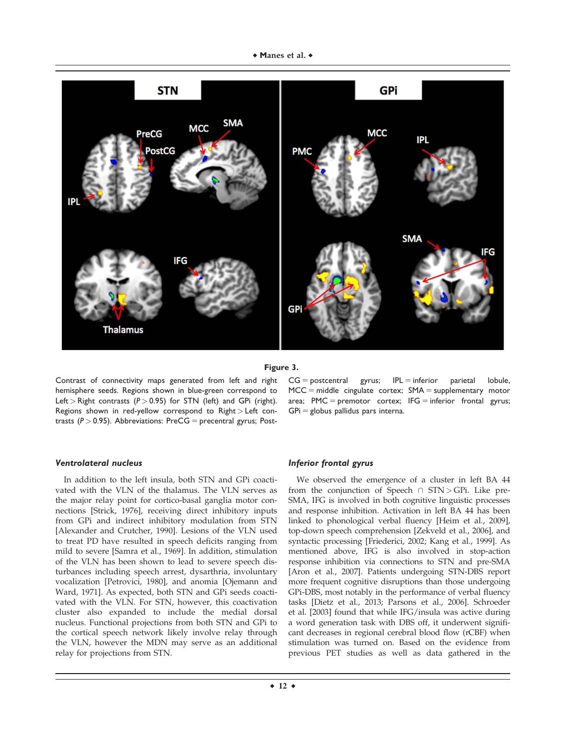**Figure 3.**

Contrast of connectivity maps generated from left and right hemisphere seeds. Regions shown in blue-green correspond to Left > Right contrasts ($P > 0.95$) for STN (left) and GPi (right). Regions shown in red-yellow correspond to Right > Left contrasts ($P > 0.95$). Abbreviations: PreCG = precentral gyrus; PostCG = postcentral gyrus; IPL = inferior parietal lobule, MCC = middle cingulate cortex; SMA = supplementary motor area; PMC = premotor cortex; IFG = inferior frontal gyrus; GPi = globus pallidus pars interna.

### *Ventrolateral nucleus*

In addition to the left insula, both STN and GPi coactivated with the VLN of the thalamus. The VLN serves as the major relay point for cortico-basal ganglia motor connections [Strick, 1976], receiving direct inhibitory inputs from GPi and indirect inhibitory modulation from STN [Alexander and Crutcher, 1990]. Lesions of the VLN used to treat PD have resulted in speech deficits ranging from mild to severe [Samra et al., 1969]. In addition, stimulation of the VLN has been shown to lead to severe speech disturbances including speech arrest, dysarthria, involuntary vocalization [Petrovici, 1980], and anomia [Ojemann and Ward, 1971]. As expected, both STN and GPi seeds coactivated with the VLN. For STN, however, this coactivation cluster also expanded to include the medial dorsal nucleus. Functional projections from both STN and GPi to the cortical speech network likely involve relay through the VLN, however the MDN may serve as an additional relay for projections from STN.

### *Inferior frontal gyrus*

We observed the emergence of a cluster in left BA 44 from the conjunction of Speech ∩ STN > GPi. Like pre-SMA, IFG is involved in both cognitive linguistic processes and response inhibition. Activation in left BA 44 has been linked to phonological verbal fluency [Heim et al., 2009], top-down speech comprehension [Zekveld et al., 2006], and syntactic processing [Friederici, 2002; Kang et al., 1999]. As mentioned above, IFG is also involved in stop-action response inhibition via connections to STN and pre-SMA [Aron et al., 2007]. Patients undergoing STN-DBS report more frequent cognitive disruptions than those undergoing GPi-DBS, most notably in the performance of verbal fluency tasks [Dietz et al., 2013; Parsons et al., 2006]. Schroeder et al. [2003] found that while IFG/insula was active during a word generation task with DBS off, it underwent significant decreases in regional cerebral blood flow (rCBF) when stimulation was turned on. Based on the evidence from previous PET studies as well as data gathered in the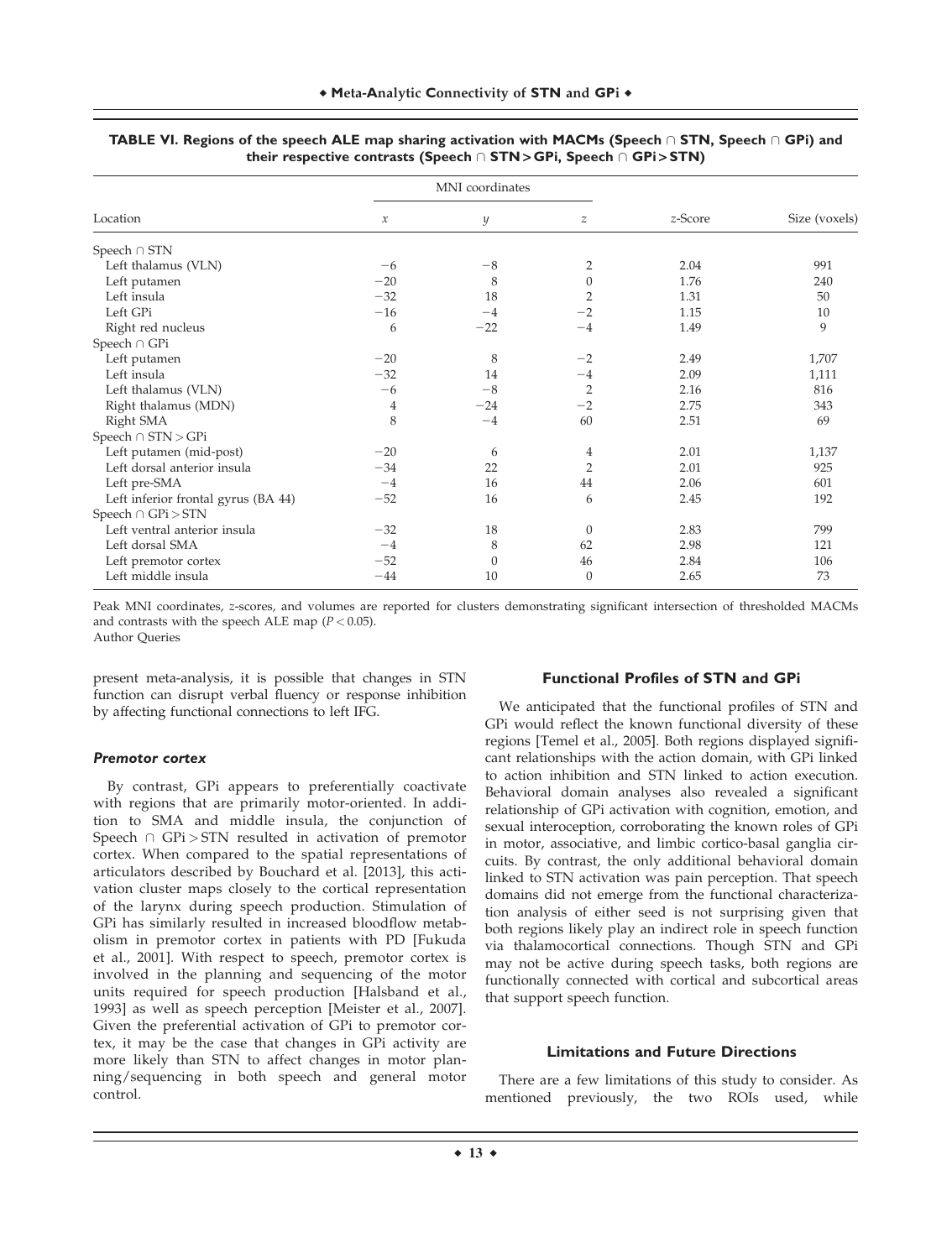**TABLE VI. Regions of the speech ALE map sharing activation with MACMs (Speech ∩ STN, Speech ∩ GPi) and their respective contrasts (Speech ∩ STN > GPi, Speech ∩ GPi > STN)**

| Location | MNI coordinates | | | z-Score | Size (voxels) |
|---|---|---|---|---|---|
| | x | y | z | | |
| Speech ∩ STN | | | | | |
| Left thalamus (VLN) | −6 | −8 | 2 | 2.04 | 991 |
| Left putamen | −20 | 8 | 0 | 1.76 | 240 |
| Left insula | −32 | 18 | 2 | 1.31 | 50 |
| Left GPi | −16 | −4 | −2 | 1.15 | 10 |
| Right red nucleus | 6 | −22 | −4 | 1.49 | 9 |
| Speech ∩ GPi | | | | | |
| Left putamen | −20 | 8 | −2 | 2.49 | 1,707 |
| Left insula | −32 | 14 | −4 | 2.09 | 1,111 |
| Left thalamus (VLN) | −6 | −8 | 2 | 2.16 | 816 |
| Right thalamus (MDN) | 4 | −24 | −2 | 2.75 | 343 |
| Right SMA | 8 | −4 | 60 | 2.51 | 69 |
| Speech ∩ STN > GPi | | | | | |
| Left putamen (mid-post) | −20 | 6 | 4 | 2.01 | 1,137 |
| Left dorsal anterior insula | −34 | 22 | 2 | 2.01 | 925 |
| Left pre-SMA | −4 | 16 | 44 | 2.06 | 601 |
| Left inferior frontal gyrus (BA 44) | −52 | 16 | 6 | 2.45 | 192 |
| Speech ∩ GPi > STN | | | | | |
| Left ventral anterior insula | −32 | 18 | 0 | 2.83 | 799 |
| Left dorsal SMA | −4 | 8 | 62 | 2.98 | 121 |
| Left premotor cortex | −52 | 0 | 46 | 2.84 | 106 |
| Left middle insula | −44 | 10 | 0 | 2.65 | 73 |

Peak MNI coordinates, z-scores, and volumes are reported for clusters demonstrating significant intersection of thresholded MACMs and contrasts with the speech ALE map ($P < 0.05$).
Author Queries

present meta-analysis, it is possible that changes in STN function can disrupt verbal fluency or response inhibition by affecting functional connections to left IFG.

#### *Premotor cortex*

By contrast, GPi appears to preferentially coactivate with regions that are primarily motor-oriented. In addition to SMA and middle insula, the conjunction of Speech ∩ GPi > STN resulted in activation of premotor cortex. When compared to the spatial representations of articulators described by Bouchard et al. [2013], this activation cluster maps closely to the cortical representation of the larynx during speech production. Stimulation of GPi has similarly resulted in increased bloodflow metabolism in premotor cortex in patients with PD [Fukuda et al., 2001]. With respect to speech, premotor cortex is involved in the planning and sequencing of the motor units required for speech production [Halsband et al., 1993] as well as speech perception [Meister et al., 2007]. Given the preferential activation of GPi to premotor cortex, it may be the case that changes in GPi activity are more likely than STN to affect changes in motor planning/sequencing in both speech and general motor control.

### Functional Profiles of STN and GPi

We anticipated that the functional profiles of STN and GPi would reflect the known functional diversity of these regions [Temel et al., 2005]. Both regions displayed significant relationships with the action domain, with GPi linked to action inhibition and STN linked to action execution. Behavioral domain analyses also revealed a significant relationship of GPi activation with cognition, emotion, and sexual interoception, corroborating the known roles of GPi in motor, associative, and limbic cortico-basal ganglia circuits. By contrast, the only additional behavioral domain linked to STN activation was pain perception. That speech domains did not emerge from the functional characterization analysis of either seed is not surprising given that both regions likely play an indirect role in speech function via thalamocortical connections. Though STN and GPi may not be active during speech tasks, both regions are functionally connected with cortical and subcortical areas that support speech function.

### Limitations and Future Directions

There are a few limitations of this study to consider. As mentioned previously, the two ROIs used, while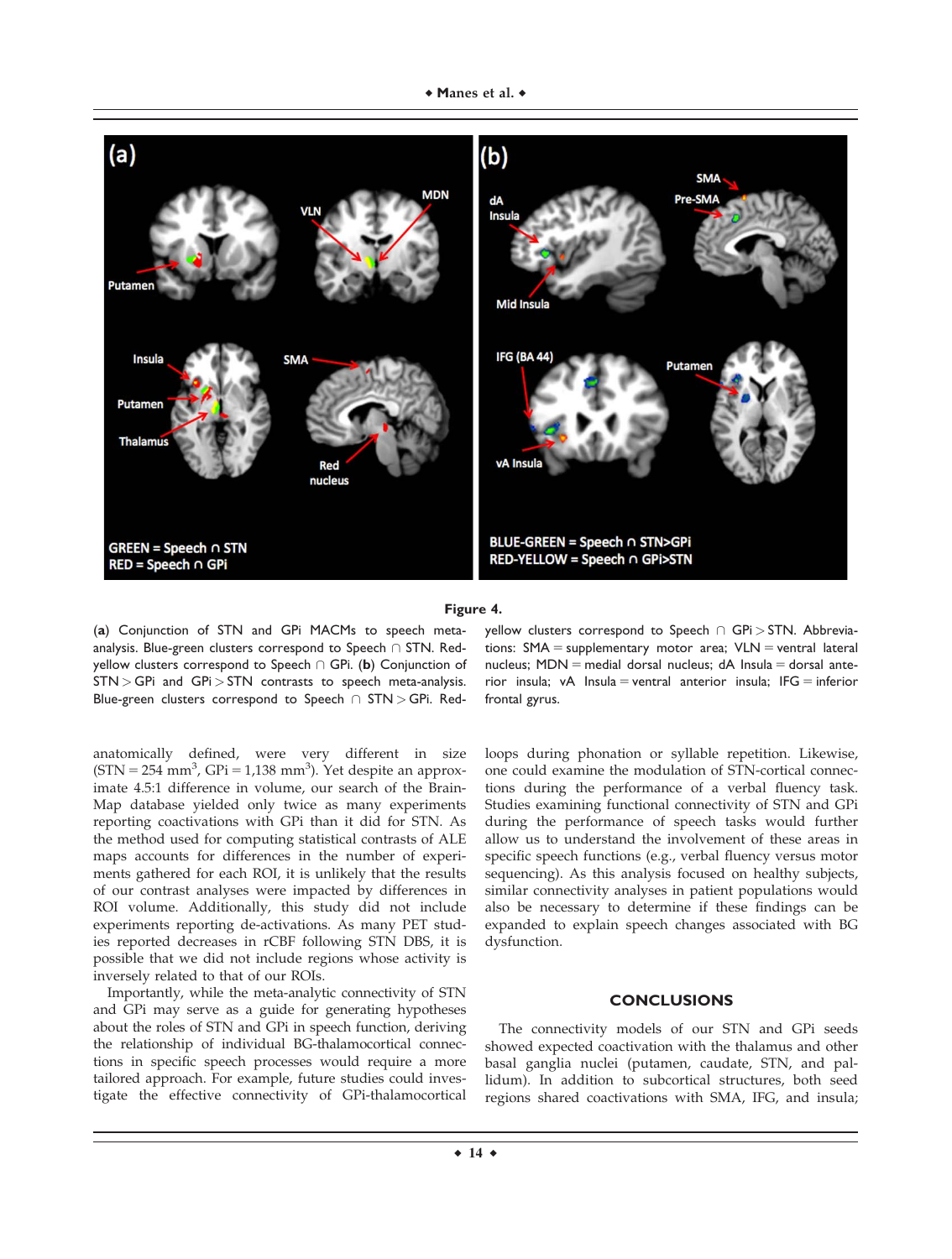**Figure 4.**

(**a**) Conjunction of STN and GPi MACMs to speech meta-analysis. Blue-green clusters correspond to Speech ∩ STN. Red-yellow clusters correspond to Speech ∩ GPi. (**b**) Conjunction of STN > GPi and GPi > STN contrasts to speech meta-analysis. Blue-green clusters correspond to Speech ∩ STN > GPi. Red-yellow clusters correspond to Speech ∩ GPi > STN. Abbreviations: SMA = supplementary motor area; VLN = ventral lateral nucleus; MDN = medial dorsal nucleus; dA Insula = dorsal anterior insula; vA Insula = ventral anterior insula; IFG = inferior frontal gyrus.

anatomically defined, were very different in size (STN = 254 mm$^3$, GPi = 1,138 mm$^3$). Yet despite an approximate 4.5:1 difference in volume, our search of the BrainMap database yielded only twice as many experiments reporting coactivations with GPi than it did for STN. As the method used for computing statistical contrasts of ALE maps accounts for differences in the number of experiments gathered for each ROI, it is unlikely that the results of our contrast analyses were impacted by differences in ROI volume. Additionally, this study did not include experiments reporting de-activations. As many PET studies reported decreases in rCBF following STN DBS, it is possible that we did not include regions whose activity is inversely related to that of our ROIs.

Importantly, while the meta-analytic connectivity of STN and GPi may serve as a guide for generating hypotheses about the roles of STN and GPi in speech function, deriving the relationship of individual BG-thalamocortical connections in specific speech processes would require a more tailored approach. For example, future studies could investigate the effective connectivity of GPi-thalamocortical loops during phonation or syllable repetition. Likewise, one could examine the modulation of STN-cortical connections during the performance of a verbal fluency task. Studies examining functional connectivity of STN and GPi during the performance of speech tasks would further allow us to understand the involvement of these areas in specific speech functions (e.g., verbal fluency versus motor sequencing). As this analysis focused on healthy subjects, similar connectivity analyses in patient populations would also be necessary to determine if these findings can be expanded to explain speech changes associated with BG dysfunction.

## CONCLUSIONS

The connectivity models of our STN and GPi seeds showed expected coactivation with the thalamus and other basal ganglia nuclei (putamen, caudate, STN, and pallidum). In addition to subcortical structures, both seed regions shared coactivations with SMA, IFG, and insula;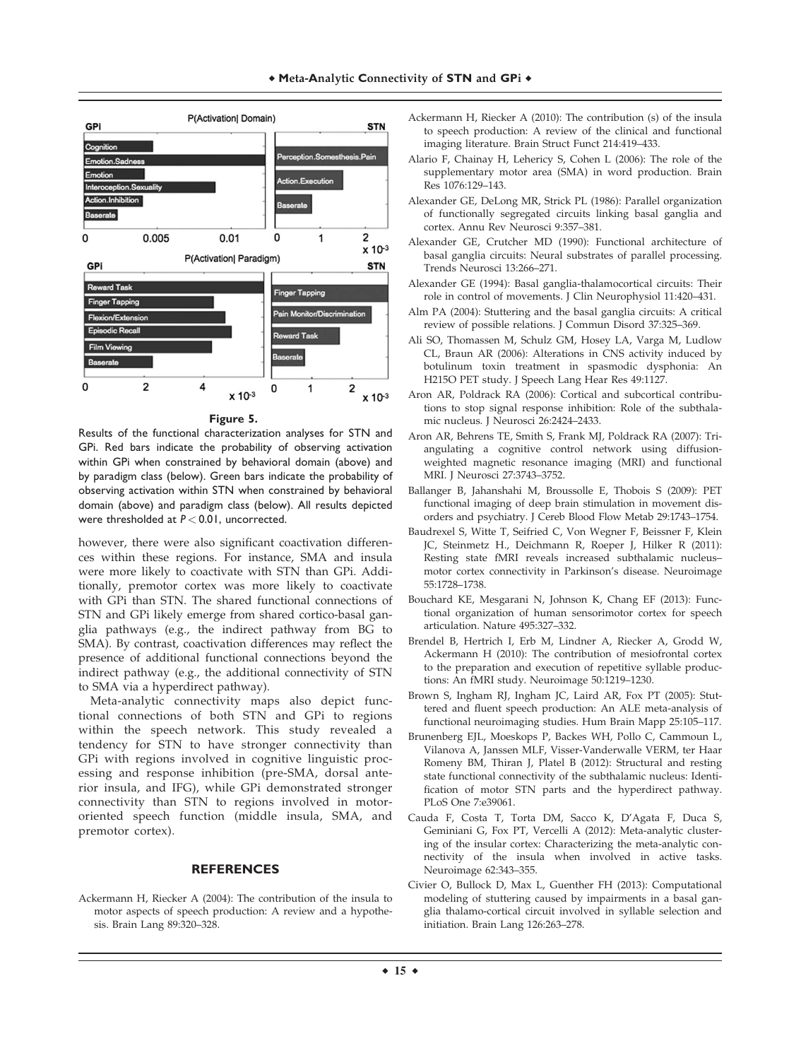**Figure 5.**

Results of the functional characterization analyses for STN and GPi. Red bars indicate the probability of observing activation within GPi when constrained by behavioral domain (above) and by paradigm class (below). Green bars indicate the probability of observing activation within STN when constrained by behavioral domain (above) and paradigm class (below). All results depicted were thresholded at $P < 0.01$, uncorrected.

however, there were also significant coactivation differences within these regions. For instance, SMA and insula were more likely to coactivate with STN than GPi. Additionally, premotor cortex was more likely to coactivate with GPi than STN. The shared functional connections of STN and GPi likely emerge from shared cortico-basal ganglia pathways (e.g., the indirect pathway from BG to SMA). By contrast, coactivation differences may reflect the presence of additional functional connections beyond the indirect pathway (e.g., the additional connectivity of STN to SMA via a hyperdirect pathway).

Meta-analytic connectivity maps also depict functional connections of both STN and GPi to regions within the speech network. This study revealed a tendency for STN to have stronger connectivity than GPi with regions involved in cognitive linguistic processing and response inhibition (pre-SMA, dorsal anterior insula, and IFG), while GPi demonstrated stronger connectivity than STN to regions involved in motor-oriented speech function (middle insula, SMA, and premotor cortex).

## REFERENCES

Ackermann H, Riecker A (2004): The contribution of the insula to motor aspects of speech production: A review and a hypothesis. Brain Lang 89:320–328.

Ackermann H, Riecker A (2010): The contribution (s) of the insula to speech production: A review of the clinical and functional imaging literature. Brain Struct Funct 214:419–433.

Alario F, Chainay H, Lehericy S, Cohen L (2006): The role of the supplementary motor area (SMA) in word production. Brain Res 1076:129–143.

Alexander GE, DeLong MR, Strick PL (1986): Parallel organization of functionally segregated circuits linking basal ganglia and cortex. Annu Rev Neurosci 9:357–381.

Alexander GE, Crutcher MD (1990): Functional architecture of basal ganglia circuits: Neural substrates of parallel processing. Trends Neurosci 13:266–271.

Alexander GE (1994): Basal ganglia-thalamocortical circuits: Their role in control of movements. J Clin Neurophysiol 11:420–431.

Alm PA (2004): Stuttering and the basal ganglia circuits: A critical review of possible relations. J Commun Disord 37:325–369.

Ali SO, Thomassen M, Schulz GM, Hosey LA, Varga M, Ludlow CL, Braun AR (2006): Alterations in CNS activity induced by botulinum toxin treatment in spasmodic dysphonia: An H215O PET study. J Speech Lang Hear Res 49:1127.

Aron AR, Poldrack RA (2006): Cortical and subcortical contributions to stop signal response inhibition: Role of the subthalamic nucleus. J Neurosci 26:2424–2433.

Aron AR, Behrens TE, Smith S, Frank MJ, Poldrack RA (2007): Triangulating a cognitive control network using diffusion-weighted magnetic resonance imaging (MRI) and functional MRI. J Neurosci 27:3743–3752.

Ballanger B, Jahanshahi M, Broussolle E, Thobois S (2009): PET functional imaging of deep brain stimulation in movement disorders and psychiatry. J Cereb Blood Flow Metab 29:1743–1754.

Baudrexel S, Witte T, Seifried C, Von Wegner F, Beissner F, Klein JC, Steinmetz H., Deichmann R, Roeper J, Hilker R (2011): Resting state fMRI reveals increased subthalamic nucleus–motor cortex connectivity in Parkinson's disease. Neuroimage 55:1728–1738.

Bouchard KE, Mesgarani N, Johnson K, Chang EF (2013): Functional organization of human sensorimotor cortex for speech articulation. Nature 495:327–332.

Brendel B, Hertrich I, Erb M, Lindner A, Riecker A, Grodd W, Ackermann H (2010): The contribution of mesiofrontal cortex to the preparation and execution of repetitive syllable productions: An fMRI study. Neuroimage 50:1219–1230.

Brown S, Ingham RJ, Ingham JC, Laird AR, Fox PT (2005): Stuttered and fluent speech production: An ALE meta-analysis of functional neuroimaging studies. Hum Brain Mapp 25:105–117.

Brunenberg EJL, Moeskops P, Backes WH, Pollo C, Cammoun L, Vilanova A, Janssen MLF, Visser-Vanderwalle VERM, ter Haar Romeny BM, Thiran J, Platel B (2012): Structural and resting state functional connectivity of the subthalamic nucleus: Identification of motor STN parts and the hyperdirect pathway. PLoS One 7:e39061.

Cauda F, Costa T, Torta DM, Sacco K, D'Agata F, Duca S, Geminiani G, Fox PT, Vercelli A (2012): Meta-analytic clustering of the insular cortex: Characterizing the meta-analytic connectivity of the insula when involved in active tasks. Neuroimage 62:343–355.

Civier O, Bullock D, Max L, Guenther FH (2013): Computational modeling of stuttering caused by impairments in a basal ganglia thalamo-cortical circuit involved in syllable selection and initiation. Brain Lang 126:263–278.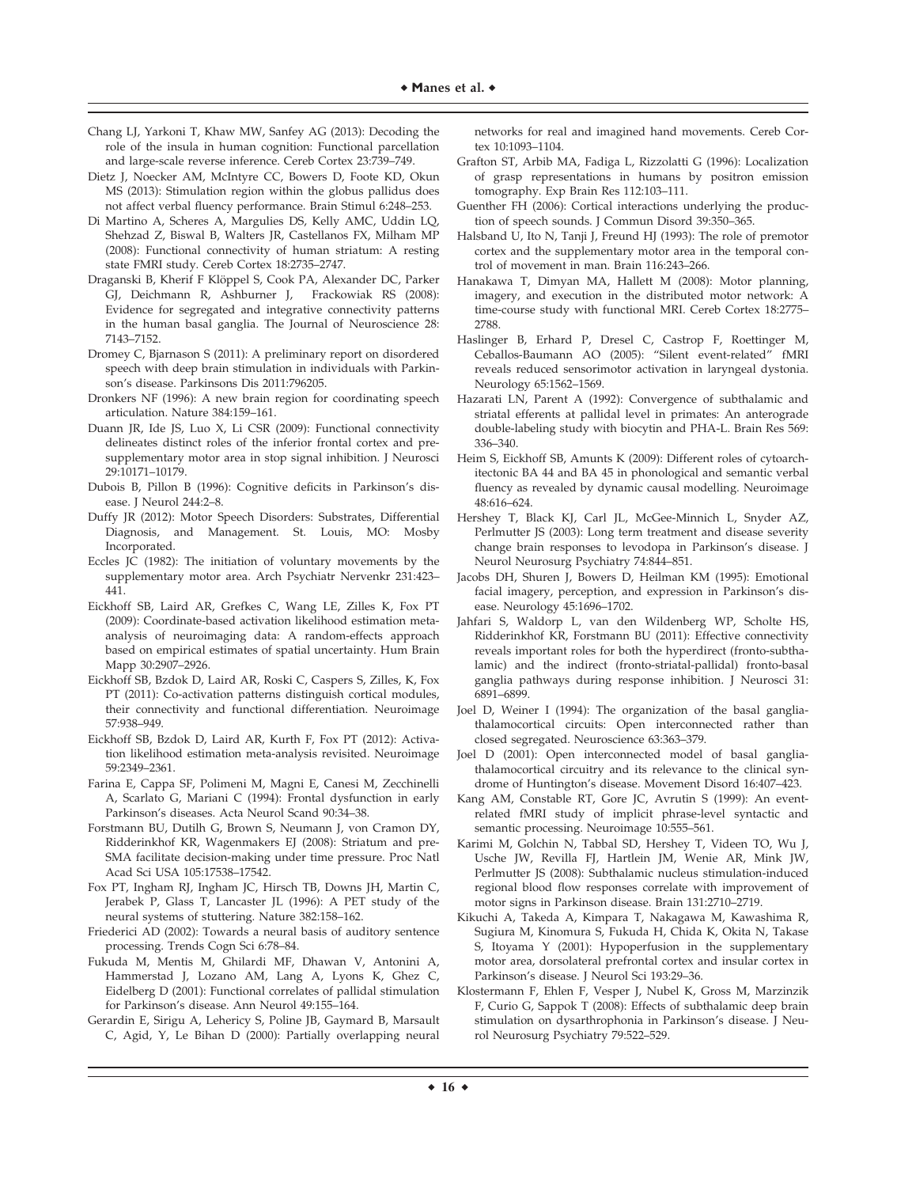Chang LJ, Yarkoni T, Khaw MW, Sanfey AG (2013): Decoding the role of the insula in human cognition: Functional parcellation and large-scale reverse inference. Cereb Cortex 23:739–749.

Dietz J, Noecker AM, McIntyre CC, Bowers D, Foote KD, Okun MS (2013): Stimulation region within the globus pallidus does not affect verbal fluency performance. Brain Stimul 6:248–253.

Di Martino A, Scheres A, Margulies DS, Kelly AMC, Uddin LQ, Shehzad Z, Biswal B, Walters JR, Castellanos FX, Milham MP (2008): Functional connectivity of human striatum: A resting state FMRI study. Cereb Cortex 18:2735–2747.

Draganski B, Kherif F Klöppel S, Cook PA, Alexander DC, Parker GJ, Deichmann R, Ashburner J, Frackowiak RS (2008): Evidence for segregated and integrative connectivity patterns in the human basal ganglia. The Journal of Neuroscience 28: 7143–7152.

Dromey C, Bjarnason S (2011): A preliminary report on disordered speech with deep brain stimulation in individuals with Parkinson's disease. Parkinsons Dis 2011:796205.

Dronkers NF (1996): A new brain region for coordinating speech articulation. Nature 384:159–161.

Duann JR, Ide JS, Luo X, Li CSR (2009): Functional connectivity delineates distinct roles of the inferior frontal cortex and presupplementary motor area in stop signal inhibition. J Neurosci 29:10171–10179.

Dubois B, Pillon B (1996): Cognitive deficits in Parkinson's disease. J Neurol 244:2–8.

Duffy JR (2012): Motor Speech Disorders: Substrates, Differential Diagnosis, and Management. St. Louis, MO: Mosby Incorporated.

Eccles JC (1982): The initiation of voluntary movements by the supplementary motor area. Arch Psychiatr Nervenkr 231:423–441.

Eickhoff SB, Laird AR, Grefkes C, Wang LE, Zilles K, Fox PT (2009): Coordinate-based activation likelihood estimation meta-analysis of neuroimaging data: A random-effects approach based on empirical estimates of spatial uncertainty. Hum Brain Mapp 30:2907–2926.

Eickhoff SB, Bzdok D, Laird AR, Roski C, Caspers S, Zilles, K, Fox PT (2011): Co-activation patterns distinguish cortical modules, their connectivity and functional differentiation. Neuroimage 57:938–949.

Eickhoff SB, Bzdok D, Laird AR, Kurth F, Fox PT (2012): Activation likelihood estimation meta-analysis revisited. Neuroimage 59:2349–2361.

Farina E, Cappa SF, Polimeni M, Magni E, Canesi M, Zecchinelli A, Scarlato G, Mariani C (1994): Frontal dysfunction in early Parkinson's diseases. Acta Neurol Scand 90:34–38.

Forstmann BU, Dutilh G, Brown S, Neumann J, von Cramon DY, Ridderinkhof KR, Wagenmakers EJ (2008): Striatum and pre-SMA facilitate decision-making under time pressure. Proc Natl Acad Sci USA 105:17538–17542.

Fox PT, Ingham RJ, Ingham JC, Hirsch TB, Downs JH, Martin C, Jerabek P, Glass T, Lancaster JL (1996): A PET study of the neural systems of stuttering. Nature 382:158–162.

Friederici AD (2002): Towards a neural basis of auditory sentence processing. Trends Cogn Sci 6:78–84.

Fukuda M, Mentis M, Ghilardi MF, Dhawan V, Antonini A, Hammerstad J, Lozano AM, Lang A, Lyons K, Ghez C, Eidelberg D (2001): Functional correlates of pallidal stimulation for Parkinson's disease. Ann Neurol 49:155–164.

Gerardin E, Sirigu A, Lehericy S, Poline JB, Gaymard B, Marsault C, Agid, Y, Le Bihan D (2000): Partially overlapping neural networks for real and imagined hand movements. Cereb Cortex 10:1093–1104.

Grafton ST, Arbib MA, Fadiga L, Rizzolatti G (1996): Localization of grasp representations in humans by positron emission tomography. Exp Brain Res 112:103–111.

Guenther FH (2006): Cortical interactions underlying the production of speech sounds. J Commun Disord 39:350–365.

Halsband U, Ito N, Tanji J, Freund HJ (1993): The role of premotor cortex and the supplementary motor area in the temporal control of movement in man. Brain 116:243–266.

Hanakawa T, Dimyan MA, Hallett M (2008): Motor planning, imagery, and execution in the distributed motor network: A time-course study with functional MRI. Cereb Cortex 18:2775–2788.

Haslinger B, Erhard P, Dresel C, Castrop F, Roettinger M, Ceballos-Baumann AO (2005): "Silent event-related" fMRI reveals reduced sensorimotor activation in laryngeal dystonia. Neurology 65:1562–1569.

Hazarati LN, Parent A (1992): Convergence of subthalamic and striatal efferents at pallidal level in primates: An anterograde double-labeling study with biocytin and PHA-L. Brain Res 569: 336–340.

Heim S, Eickhoff SB, Amunts K (2009): Different roles of cytoarchitectonic BA 44 and BA 45 in phonological and semantic verbal fluency as revealed by dynamic causal modelling. Neuroimage 48:616–624.

Hershey T, Black KJ, Carl JL, McGee-Minnich L, Snyder AZ, Perlmutter JS (2003): Long term treatment and disease severity change brain responses to levodopa in Parkinson's disease. J Neurol Neurosurg Psychiatry 74:844–851.

Jacobs DH, Shuren J, Bowers D, Heilman KM (1995): Emotional facial imagery, perception, and expression in Parkinson's disease. Neurology 45:1696–1702.

Jahfari S, Waldorp L, van den Wildenberg WP, Scholte HS, Ridderinkhof KR, Forstmann BU (2011): Effective connectivity reveals important roles for both the hyperdirect (fronto-subthalamic) and the indirect (fronto-striatal-pallidal) fronto-basal ganglia pathways during response inhibition. J Neurosci 31: 6891–6899.

Joel D, Weiner I (1994): The organization of the basal ganglia-thalamocortical circuits: Open interconnected rather than closed segregated. Neuroscience 63:363–379.

Joel D (2001): Open interconnected model of basal ganglia-thalamocortical circuitry and its relevance to the clinical syndrome of Huntington's disease. Movement Disord 16:407–423.

Kang AM, Constable RT, Gore JC, Avrutin S (1999): An event-related fMRI study of implicit phrase-level syntactic and semantic processing. Neuroimage 10:555–561.

Karimi M, Golchin N, Tabbal SD, Hershey T, Videen TO, Wu J, Usche JW, Revilla FJ, Hartlein JM, Wenie AR, Mink JW, Perlmutter JS (2008): Subthalamic nucleus stimulation-induced regional blood flow responses correlate with improvement of motor signs in Parkinson disease. Brain 131:2710–2719.

Kikuchi A, Takeda A, Kimpara T, Nakagawa M, Kawashima R, Sugiura M, Kinomura S, Fukuda H, Chida K, Okita N, Takase S, Itoyama Y (2001): Hypoperfusion in the supplementary motor area, dorsolateral prefrontal cortex and insular cortex in Parkinson's disease. J Neurol Sci 193:29–36.

Klostermann F, Ehlen F, Vesper J, Nubel K, Gross M, Marzinzik F, Curio G, Sappok T (2008): Effects of subthalamic deep brain stimulation on dysarthrophonia in Parkinson's disease. J Neurol Neurosurg Psychiatry 79:522–529.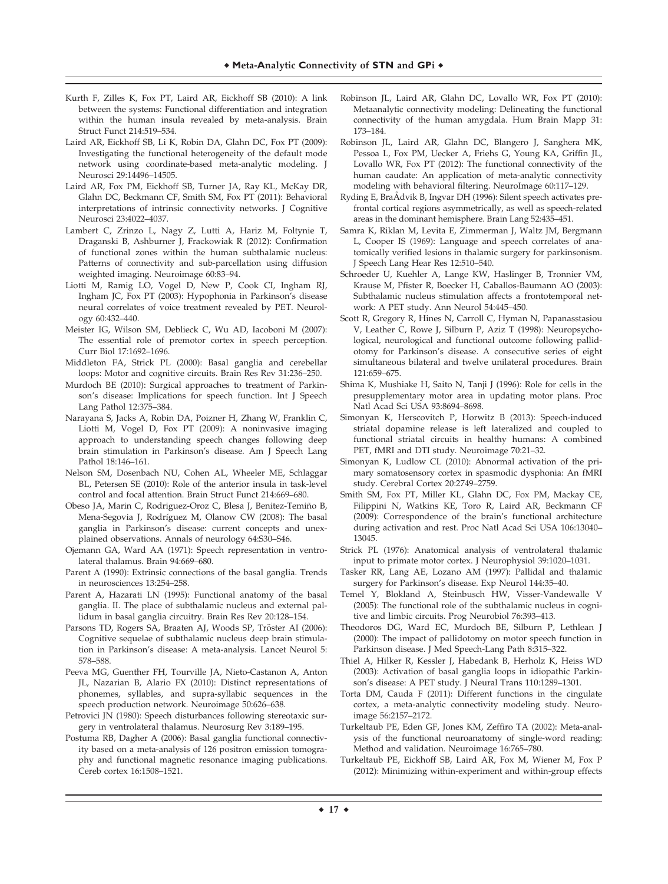Kurth F, Zilles K, Fox PT, Laird AR, Eickhoff SB (2010): A link between the systems: Functional differentiation and integration within the human insula revealed by meta-analysis. Brain Struct Funct 214:519–534.

Laird AR, Eickhoff SB, Li K, Robin DA, Glahn DC, Fox PT (2009): Investigating the functional heterogeneity of the default mode network using coordinate-based meta-analytic modeling. J Neurosci 29:14496–14505.

Laird AR, Fox PM, Eickhoff SB, Turner JA, Ray KL, McKay DR, Glahn DC, Beckmann CF, Smith SM, Fox PT (2011): Behavioral interpretations of intrinsic connectivity networks. J Cognitive Neurosci 23:4022–4037.

Lambert C, Zrinzo L, Nagy Z, Lutti A, Hariz M, Foltynie T, Draganski B, Ashburner J, Frackowiak R (2012): Confirmation of functional zones within the human subthalamic nucleus: Patterns of connectivity and sub-parcellation using diffusion weighted imaging. Neuroimage 60:83–94.

Liotti M, Ramig LO, Vogel D, New P, Cook CI, Ingham RJ, Ingham JC, Fox PT (2003): Hypophonia in Parkinson's disease neural correlates of voice treatment revealed by PET. Neurology 60:432–440.

Meister IG, Wilson SM, Deblieck C, Wu AD, Iacoboni M (2007): The essential role of premotor cortex in speech perception. Curr Biol 17:1692–1696.

Middleton FA, Strick PL (2000): Basal ganglia and cerebellar loops: Motor and cognitive circuits. Brain Res Rev 31:236–250.

Murdoch BE (2010): Surgical approaches to treatment of Parkinson's disease: Implications for speech function. Int J Speech Lang Pathol 12:375–384.

Narayana S, Jacks A, Robin DA, Poizner H, Zhang W, Franklin C, Liotti M, Vogel D, Fox PT (2009): A noninvasive imaging approach to understanding speech changes following deep brain stimulation in Parkinson's disease. Am J Speech Lang Pathol 18:146–161.

Nelson SM, Dosenbach NU, Cohen AL, Wheeler ME, Schlaggar BL, Petersen SE (2010): Role of the anterior insula in task-level control and focal attention. Brain Struct Funct 214:669–680.

Obeso JA, Marin C, Rodriguez-Oroz C, Blesa J, Benitez-Temiño B, Mena-Segovia J, Rodríguez M, Olanow CW (2008): The basal ganglia in Parkinson's disease: current concepts and unexplained observations. Annals of neurology 64:S30–S46.

Ojemann GA, Ward AA (1971): Speech representation in ventrolateral thalamus. Brain 94:669–680.

Parent A (1990): Extrinsic connections of the basal ganglia. Trends in neurosciences 13:254–258.

Parent A, Hazarati LN (1995): Functional anatomy of the basal ganglia. II. The place of subthalamic nucleus and external pallidum in basal ganglia circuitry. Brain Res Rev 20:128–154.

Parsons TD, Rogers SA, Braaten AJ, Woods SP, Tröster AI (2006): Cognitive sequelae of subthalamic nucleus deep brain stimulation in Parkinson's disease: A meta-analysis. Lancet Neurol 5: 578–588.

Peeva MG, Guenther FH, Tourville JA, Nieto-Castanon A, Anton JL, Nazarian B, Alario FX (2010): Distinct representations of phonemes, syllables, and supra-syllabic sequences in the speech production network. Neuroimage 50:626–638.

Petrovici JN (1980): Speech disturbances following stereotaxic surgery in ventrolateral thalamus. Neurosurg Rev 3:189–195.

Postuma RB, Dagher A (2006): Basal ganglia functional connectivity based on a meta-analysis of 126 positron emission tomography and functional magnetic resonance imaging publications. Cereb cortex 16:1508–1521.

Robinson JL, Laird AR, Glahn DC, Lovallo WR, Fox PT (2010): Metaanalytic connectivity modeling: Delineating the functional connectivity of the human amygdala. Hum Brain Mapp 31: 173–184.

Robinson JL, Laird AR, Glahn DC, Blangero J, Sanghera MK, Pessoa L, Fox PM, Uecker A, Friehs G, Young KA, Griffin JL, Lovallo WR, Fox PT (2012): The functional connectivity of the human caudate: An application of meta-analytic connectivity modeling with behavioral filtering. NeuroImage 60:117–129.

Ryding E, BraÅdvik B, Ingvar DH (1996): Silent speech activates prefrontal cortical regions asymmetrically, as well as speech-related areas in the dominant hemisphere. Brain Lang 52:435–451.

Samra K, Riklan M, Levita E, Zimmerman J, Waltz JM, Bergmann L, Cooper IS (1969): Language and speech correlates of anatomically verified lesions in thalamic surgery for parkinsonism. J Speech Lang Hear Res 12:510–540.

Schroeder U, Kuehler A, Lange KW, Haslinger B, Tronnier VM, Krause M, Pfister R, Boecker H, Caballos-Baumann AO (2003): Subthalamic nucleus stimulation affects a frontotemporal network: A PET study. Ann Neurol 54:445–450.

Scott R, Gregory R, Hines N, Carroll C, Hyman N, Papanasstasiou V, Leather C, Rowe J, Silburn P, Aziz T (1998): Neuropsychological, neurological and functional outcome following pallidotomy for Parkinson's disease. A consecutive series of eight simultaneous bilateral and twelve unilateral procedures. Brain 121:659–675.

Shima K, Mushiake H, Saito N, Tanji J (1996): Role for cells in the presupplementary motor area in updating motor plans. Proc Natl Acad Sci USA 93:8694–8698.

Simonyan K, Herscovitch P, Horwitz B (2013): Speech-induced striatal dopamine release is left lateralized and coupled to functional striatal circuits in healthy humans: A combined PET, fMRI and DTI study. Neuroimage 70:21–32.

Simonyan K, Ludlow CL (2010): Abnormal activation of the primary somatosensory cortex in spasmodic dysphonia: An fMRI study. Cerebral Cortex 20:2749–2759.

Smith SM, Fox PT, Miller KL, Glahn DC, Fox PM, Mackay CE, Filippini N, Watkins KE, Toro R, Laird AR, Beckmann CF (2009): Correspondence of the brain's functional architecture during activation and rest. Proc Natl Acad Sci USA 106:13040–13045.

Strick PL (1976): Anatomical analysis of ventrolateral thalamic input to primate motor cortex. J Neurophysiol 39:1020–1031.

Tasker RR, Lang AE, Lozano AM (1997): Pallidal and thalamic surgery for Parkinson's disease. Exp Neurol 144:35–40.

Temel Y, Blokland A, Steinbusch HW, Visser-Vandewalle V (2005): The functional role of the subthalamic nucleus in cognitive and limbic circuits. Prog Neurobiol 76:393–413.

Theodoros DG, Ward EC, Murdoch BE, Silburn P, Lethlean J (2000): The impact of pallidotomy on motor speech function in Parkinson disease. J Med Speech-Lang Path 8:315–322.

Thiel A, Hilker R, Kessler J, Habedank B, Herholz K, Heiss WD (2003): Activation of basal ganglia loops in idiopathic Parkinson's disease: A PET study. J Neural Trans 110:1289–1301.

Torta DM, Cauda F (2011): Different functions in the cingulate cortex, a meta-analytic connectivity modeling study. Neuroimage 56:2157–2172.

Turkeltaub PE, Eden GF, Jones KM, Zeffiro TA (2002): Meta-analysis of the functional neuroanatomy of single-word reading: Method and validation. Neuroimage 16:765–780.

Turkeltaub PE, Eickhoff SB, Laird AR, Fox M, Wiener M, Fox P (2012): Minimizing within-experiment and within-group effects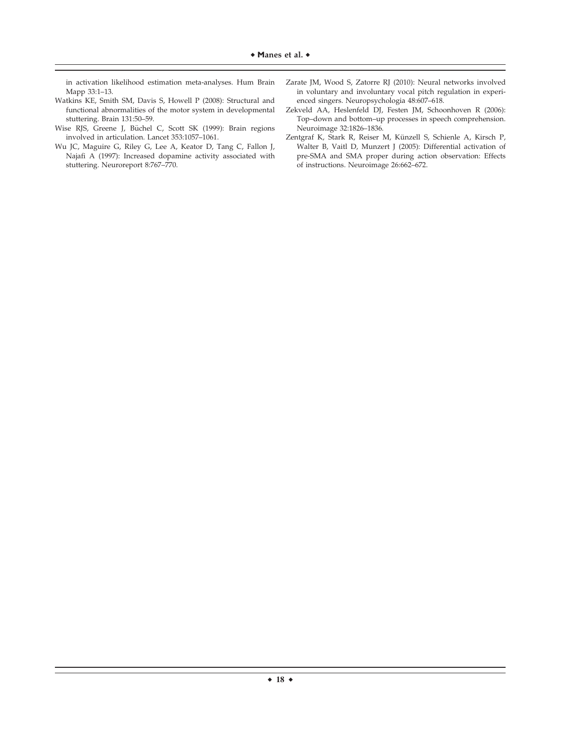in activation likelihood estimation meta-analyses. Hum Brain Mapp 33:1–13.

Watkins KE, Smith SM, Davis S, Howell P (2008): Structural and functional abnormalities of the motor system in developmental stuttering. Brain 131:50–59.

Wise RJS, Greene J, Büchel C, Scott SK (1999): Brain regions involved in articulation. Lancet 353:1057–1061.

Wu JC, Maguire G, Riley G, Lee A, Keator D, Tang C, Fallon J, Najafi A (1997): Increased dopamine activity associated with stuttering. Neuroreport 8:767–770.

Zarate JM, Wood S, Zatorre RJ (2010): Neural networks involved in voluntary and involuntary vocal pitch regulation in experienced singers. Neuropsychologia 48:607–618.

Zekveld AA, Heslenfeld DJ, Festen JM, Schoonhoven R (2006): Top–down and bottom–up processes in speech comprehension. Neuroimage 32:1826–1836.

Zentgraf K, Stark R, Reiser M, Künzell S, Schienle A, Kirsch P, Walter B, Vaitl D, Munzert J (2005): Differential activation of pre-SMA and SMA proper during action observation: Effects of instructions. Neuroimage 26:662–672.